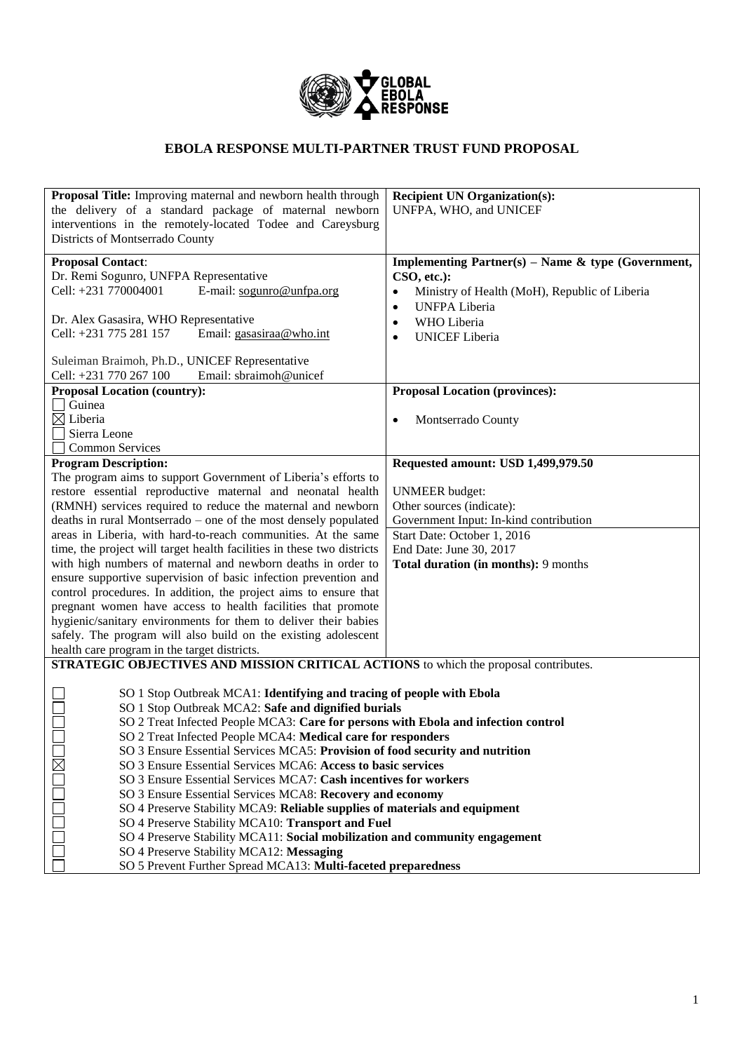# EBOLA RESPONSE MULTI-PARTNER TRUST FUND PROPOSAL

| **Proposal Title:** Improving maternal and newborn health through the delivery of a standard package of maternal newborn interventions in the remotely-located Todee and Careysburg Districts of Montserrado County | **Recipient UN Organization(s):** UNFPA, WHO, and UNICEF |
|---|---|
| **Proposal Contact**:<br>Dr. Remi Sogunro, UNFPA Representative<br>Cell: +231 770004001 E-mail: sogunro@unfpa.org<br><br>Dr. Alex Gasasira, WHO Representative<br>Cell: +231 775 281 157 Email: gasasiraa@who.int<br><br>Suleiman Braimoh, Ph.D., UNICEF Representative<br>Cell: +231 770 267 100 Email: sbraimoh@unicef | **Implementing Partner(s) – Name & type (Government, CSO, etc.):**<br>• Ministry of Health (MoH), Republic of Liberia<br>• UNFPA Liberia<br>• WHO Liberia<br>• UNICEF Liberia |
| **Proposal Location (country):**<br>☐ Guinea<br>☒ Liberia<br>☐ Sierra Leone<br>☐ Common Services | **Proposal Location (provinces):**<br>• Montserrado County |
| **Program Description:**<br>The program aims to support Government of Liberia's efforts to restore essential reproductive maternal and neonatal health (RMNH) services required to reduce the maternal and newborn deaths in rural Montserrado – one of the most densely populated areas in Liberia, with hard-to-reach communities. At the same time, the project will target health facilities in these two districts with high numbers of maternal and newborn deaths in order to ensure supportive supervision of basic infection prevention and control procedures. In addition, the project aims to ensure that pregnant women have access to health facilities that promote hygienic/sanitary environments for them to deliver their babies safely. The program will also build on the existing adolescent health care program in the target districts. | **Requested amount: USD 1,499,979.50**<br><br>UNMEER budget:<br>Other sources (indicate):<br>Government Input: In-kind contribution<br><br>Start Date: October 1, 2016<br>End Date: June 30, 2017<br>**Total duration (in months):** 9 months |

**STRATEGIC OBJECTIVES AND MISSION CRITICAL ACTIONS** to which the proposal contributes.

- ☐ SO 1 Stop Outbreak MCA1: **Identifying and tracing of people with Ebola**
- ☐ SO 1 Stop Outbreak MCA2: **Safe and dignified burials**
- ☐ SO 2 Treat Infected People MCA3: **Care for persons with Ebola and infection control**
- ☐ SO 2 Treat Infected People MCA4: **Medical care for responders**
- ☐ SO 3 Ensure Essential Services MCA5: **Provision of food security and nutrition**
- ☒ SO 3 Ensure Essential Services MCA6: **Access to basic services**
- ☐ SO 3 Ensure Essential Services MCA7: **Cash incentives for workers**
- ☐ SO 3 Ensure Essential Services MCA8: **Recovery and economy**
- ☐ SO 4 Preserve Stability MCA9: **Reliable supplies of materials and equipment**
- ☐ SO 4 Preserve Stability MCA10: **Transport and Fuel**
- ☐ SO 4 Preserve Stability MCA11: **Social mobilization and community engagement**
- ☐ SO 4 Preserve Stability MCA12: **Messaging**
- ☐ SO 5 Prevent Further Spread MCA13: **Multi-faceted preparedness**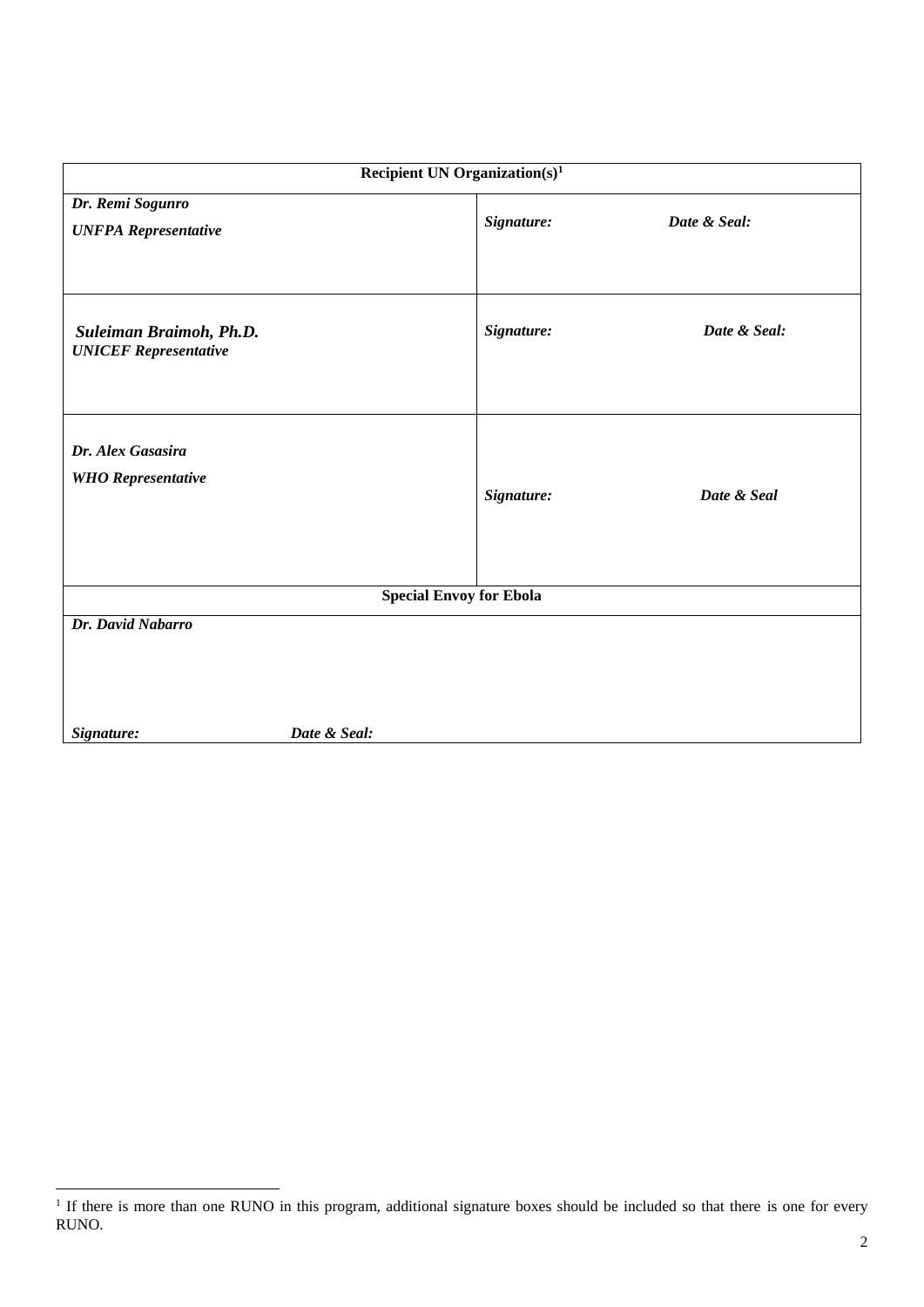| Recipient UN Organization(s)[1] | |
|---|---|
| ***Dr. Remi Sogunro***<br>***UNFPA Representative*** | ***Signature:*** ***Date & Seal:*** |
| ***Suleiman Braimoh, Ph.D.***<br>***UNICEF Representative*** | ***Signature:*** ***Date & Seal:*** |
| ***Dr. Alex Gasasira***<br>***WHO Representative*** | ***Signature:*** ***Date & Seal*** |
| **Special Envoy for Ebola** | |
| ***Dr. David Nabarro***<br><br>***Signature:*** ***Date & Seal:*** | |

[1] If there is more than one RUNO in this program, additional signature boxes should be included so that there is one for every RUNO.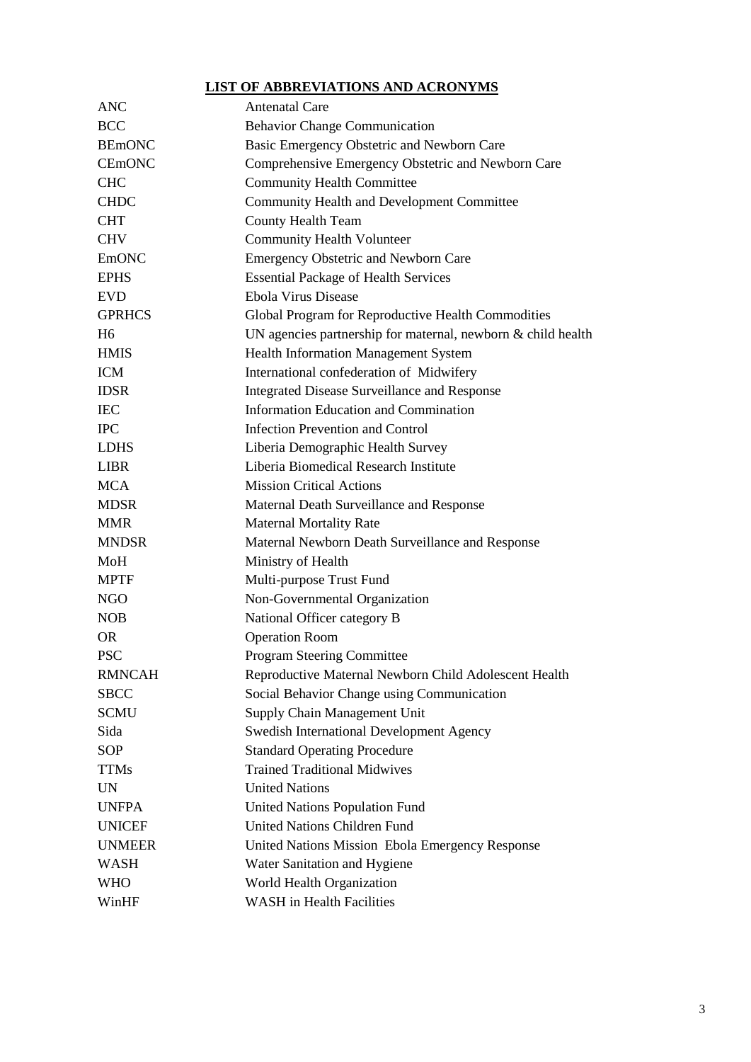## LIST OF ABBREVIATIONS AND ACRONYMS

| | |
|---|---|
| ANC | Antenatal Care |
| BCC | Behavior Change Communication |
| BEmONC | Basic Emergency Obstetric and Newborn Care |
| CEmONC | Comprehensive Emergency Obstetric and Newborn Care |
| CHC | Community Health Committee |
| CHDC | Community Health and Development Committee |
| CHT | County Health Team |
| CHV | Community Health Volunteer |
| EmONC | Emergency Obstetric and Newborn Care |
| EPHS | Essential Package of Health Services |
| EVD | Ebola Virus Disease |
| GPRHCS | Global Program for Reproductive Health Commodities |
| H6 | UN agencies partnership for maternal, newborn & child health |
| HMIS | Health Information Management System |
| ICM | International confederation of Midwifery |
| IDSR | Integrated Disease Surveillance and Response |
| IEC | Information Education and Commination |
| IPC | Infection Prevention and Control |
| LDHS | Liberia Demographic Health Survey |
| LIBR | Liberia Biomedical Research Institute |
| MCA | Mission Critical Actions |
| MDSR | Maternal Death Surveillance and Response |
| MMR | Maternal Mortality Rate |
| MNDSR | Maternal Newborn Death Surveillance and Response |
| MoH | Ministry of Health |
| MPTF | Multi-purpose Trust Fund |
| NGO | Non-Governmental Organization |
| NOB | National Officer category B |
| OR | Operation Room |
| PSC | Program Steering Committee |
| RMNCAH | Reproductive Maternal Newborn Child Adolescent Health |
| SBCC | Social Behavior Change using Communication |
| SCMU | Supply Chain Management Unit |
| Sida | Swedish International Development Agency |
| SOP | Standard Operating Procedure |
| TTMs | Trained Traditional Midwives |
| UN | United Nations |
| UNFPA | United Nations Population Fund |
| UNICEF | United Nations Children Fund |
| UNMEER | United Nations Mission Ebola Emergency Response |
| WASH | Water Sanitation and Hygiene |
| WHO | World Health Organization |
| WinHF | WASH in Health Facilities |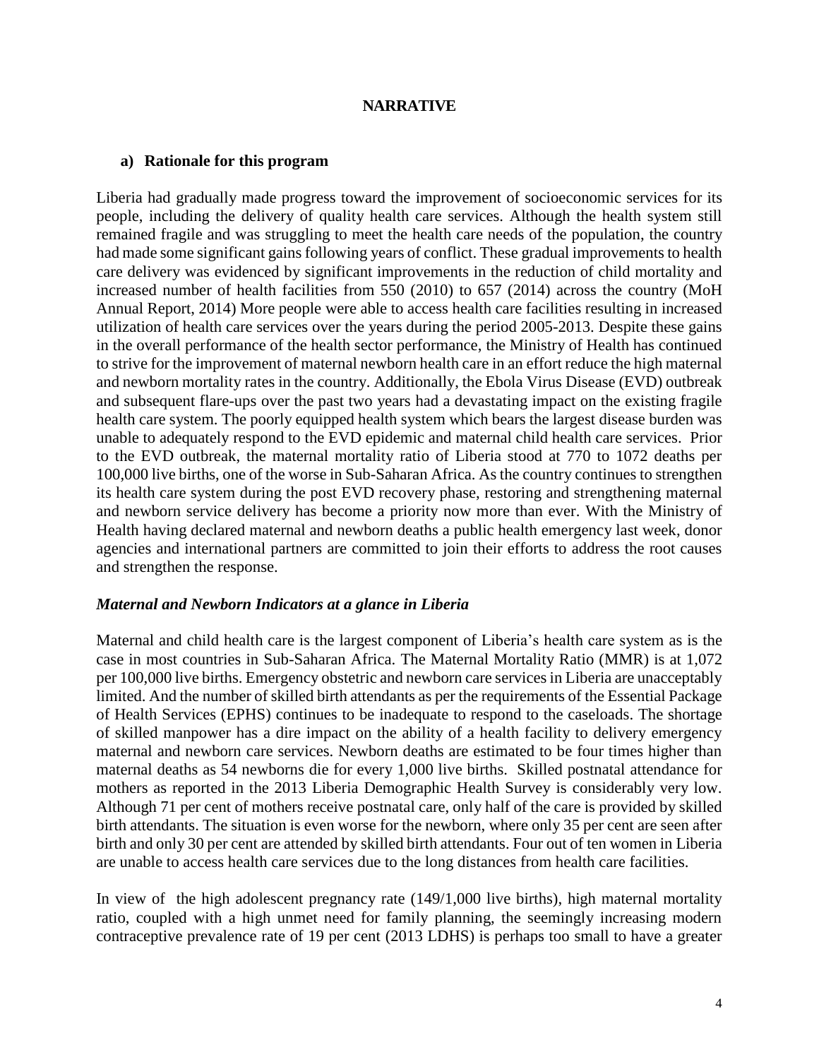**NARRATIVE**

## a) Rationale for this program

Liberia had gradually made progress toward the improvement of socioeconomic services for its people, including the delivery of quality health care services. Although the health system still remained fragile and was struggling to meet the health care needs of the population, the country had made some significant gains following years of conflict. These gradual improvements to health care delivery was evidenced by significant improvements in the reduction of child mortality and increased number of health facilities from 550 (2010) to 657 (2014) across the country (MoH Annual Report, 2014) More people were able to access health care facilities resulting in increased utilization of health care services over the years during the period 2005-2013. Despite these gains in the overall performance of the health sector performance, the Ministry of Health has continued to strive for the improvement of maternal newborn health care in an effort reduce the high maternal and newborn mortality rates in the country. Additionally, the Ebola Virus Disease (EVD) outbreak and subsequent flare-ups over the past two years had a devastating impact on the existing fragile health care system. The poorly equipped health system which bears the largest disease burden was unable to adequately respond to the EVD epidemic and maternal child health care services. Prior to the EVD outbreak, the maternal mortality ratio of Liberia stood at 770 to 1072 deaths per 100,000 live births, one of the worse in Sub-Saharan Africa. As the country continues to strengthen its health care system during the post EVD recovery phase, restoring and strengthening maternal and newborn service delivery has become a priority now more than ever. With the Ministry of Health having declared maternal and newborn deaths a public health emergency last week, donor agencies and international partners are committed to join their efforts to address the root causes and strengthen the response.

### *Maternal and Newborn Indicators at a glance in Liberia*

Maternal and child health care is the largest component of Liberia's health care system as is the case in most countries in Sub-Saharan Africa. The Maternal Mortality Ratio (MMR) is at 1,072 per 100,000 live births. Emergency obstetric and newborn care services in Liberia are unacceptably limited. And the number of skilled birth attendants as per the requirements of the Essential Package of Health Services (EPHS) continues to be inadequate to respond to the caseloads. The shortage of skilled manpower has a dire impact on the ability of a health facility to delivery emergency maternal and newborn care services. Newborn deaths are estimated to be four times higher than maternal deaths as 54 newborns die for every 1,000 live births. Skilled postnatal attendance for mothers as reported in the 2013 Liberia Demographic Health Survey is considerably very low. Although 71 per cent of mothers receive postnatal care, only half of the care is provided by skilled birth attendants. The situation is even worse for the newborn, where only 35 per cent are seen after birth and only 30 per cent are attended by skilled birth attendants. Four out of ten women in Liberia are unable to access health care services due to the long distances from health care facilities.

In view of the high adolescent pregnancy rate (149/1,000 live births), high maternal mortality ratio, coupled with a high unmet need for family planning, the seemingly increasing modern contraceptive prevalence rate of 19 per cent (2013 LDHS) is perhaps too small to have a greater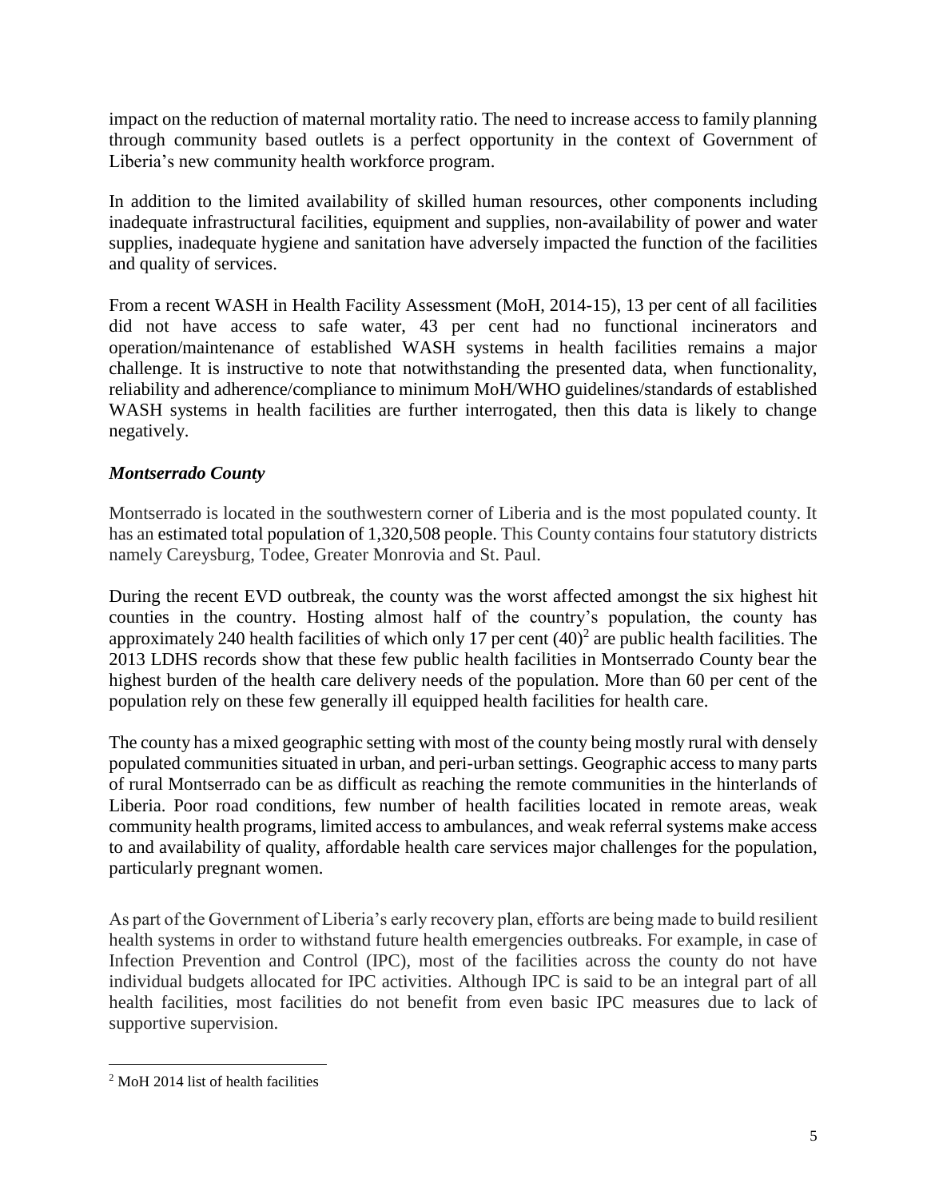impact on the reduction of maternal mortality ratio. The need to increase access to family planning through community based outlets is a perfect opportunity in the context of Government of Liberia's new community health workforce program.

In addition to the limited availability of skilled human resources, other components including inadequate infrastructural facilities, equipment and supplies, non-availability of power and water supplies, inadequate hygiene and sanitation have adversely impacted the function of the facilities and quality of services.

From a recent WASH in Health Facility Assessment (MoH, 2014-15), 13 per cent of all facilities did not have access to safe water, 43 per cent had no functional incinerators and operation/maintenance of established WASH systems in health facilities remains a major challenge. It is instructive to note that notwithstanding the presented data, when functionality, reliability and adherence/compliance to minimum MoH/WHO guidelines/standards of established WASH systems in health facilities are further interrogated, then this data is likely to change negatively.

### *Montserrado County*

Montserrado is located in the southwestern corner of Liberia and is the most populated county. It has an estimated total population of 1,320,508 people. This County contains four statutory districts namely Careysburg, Todee, Greater Monrovia and St. Paul.

During the recent EVD outbreak, the county was the worst affected amongst the six highest hit counties in the country. Hosting almost half of the country's population, the county has approximately 240 health facilities of which only 17 per cent (40)[2] are public health facilities. The 2013 LDHS records show that these few public health facilities in Montserrado County bear the highest burden of the health care delivery needs of the population. More than 60 per cent of the population rely on these few generally ill equipped health facilities for health care.

The county has a mixed geographic setting with most of the county being mostly rural with densely populated communities situated in urban, and peri-urban settings. Geographic access to many parts of rural Montserrado can be as difficult as reaching the remote communities in the hinterlands of Liberia. Poor road conditions, few number of health facilities located in remote areas, weak community health programs, limited access to ambulances, and weak referral systems make access to and availability of quality, affordable health care services major challenges for the population, particularly pregnant women.

As part of the Government of Liberia's early recovery plan, efforts are being made to build resilient health systems in order to withstand future health emergencies outbreaks. For example, in case of Infection Prevention and Control (IPC), most of the facilities across the county do not have individual budgets allocated for IPC activities. Although IPC is said to be an integral part of all health facilities, most facilities do not benefit from even basic IPC measures due to lack of supportive supervision.

---

[2] MoH 2014 list of health facilities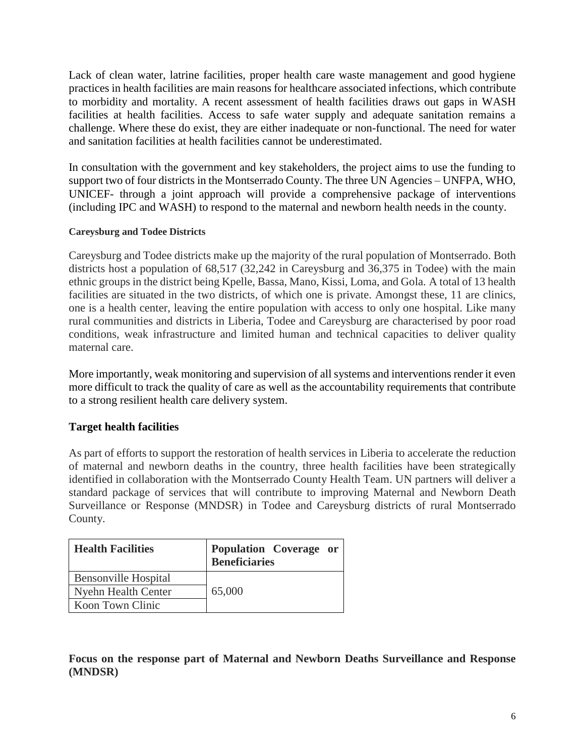Lack of clean water, latrine facilities, proper health care waste management and good hygiene practices in health facilities are main reasons for healthcare associated infections, which contribute to morbidity and mortality. A recent assessment of health facilities draws out gaps in WASH facilities at health facilities. Access to safe water supply and adequate sanitation remains a challenge. Where these do exist, they are either inadequate or non-functional. The need for water and sanitation facilities at health facilities cannot be underestimated.

In consultation with the government and key stakeholders, the project aims to use the funding to support two of four districts in the Montserrado County. The three UN Agencies – UNFPA, WHO, UNICEF- through a joint approach will provide a comprehensive package of interventions (including IPC and WASH) to respond to the maternal and newborn health needs in the county.

#### Careysburg and Todee Districts

Careysburg and Todee districts make up the majority of the rural population of Montserrado. Both districts host a population of 68,517 (32,242 in Careysburg and 36,375 in Todee) with the main ethnic groups in the district being Kpelle, Bassa, Mano, Kissi, Loma, and Gola. A total of 13 health facilities are situated in the two districts, of which one is private. Amongst these, 11 are clinics, one is a health center, leaving the entire population with access to only one hospital. Like many rural communities and districts in Liberia, Todee and Careysburg are characterised by poor road conditions, weak infrastructure and limited human and technical capacities to deliver quality maternal care.

More importantly, weak monitoring and supervision of all systems and interventions render it even more difficult to track the quality of care as well as the accountability requirements that contribute to a strong resilient health care delivery system.

### Target health facilities

As part of efforts to support the restoration of health services in Liberia to accelerate the reduction of maternal and newborn deaths in the country, three health facilities have been strategically identified in collaboration with the Montserrado County Health Team. UN partners will deliver a standard package of services that will contribute to improving Maternal and Newborn Death Surveillance or Response (MNDSR) in Todee and Careysburg districts of rural Montserrado County.

| Health Facilities | Population Coverage or Beneficiaries |
|---|---|
| Bensonville Hospital | 65,000 |
| Nyehn Health Center | |
| Koon Town Clinic | |

### Focus on the response part of Maternal and Newborn Deaths Surveillance and Response (MNDSR)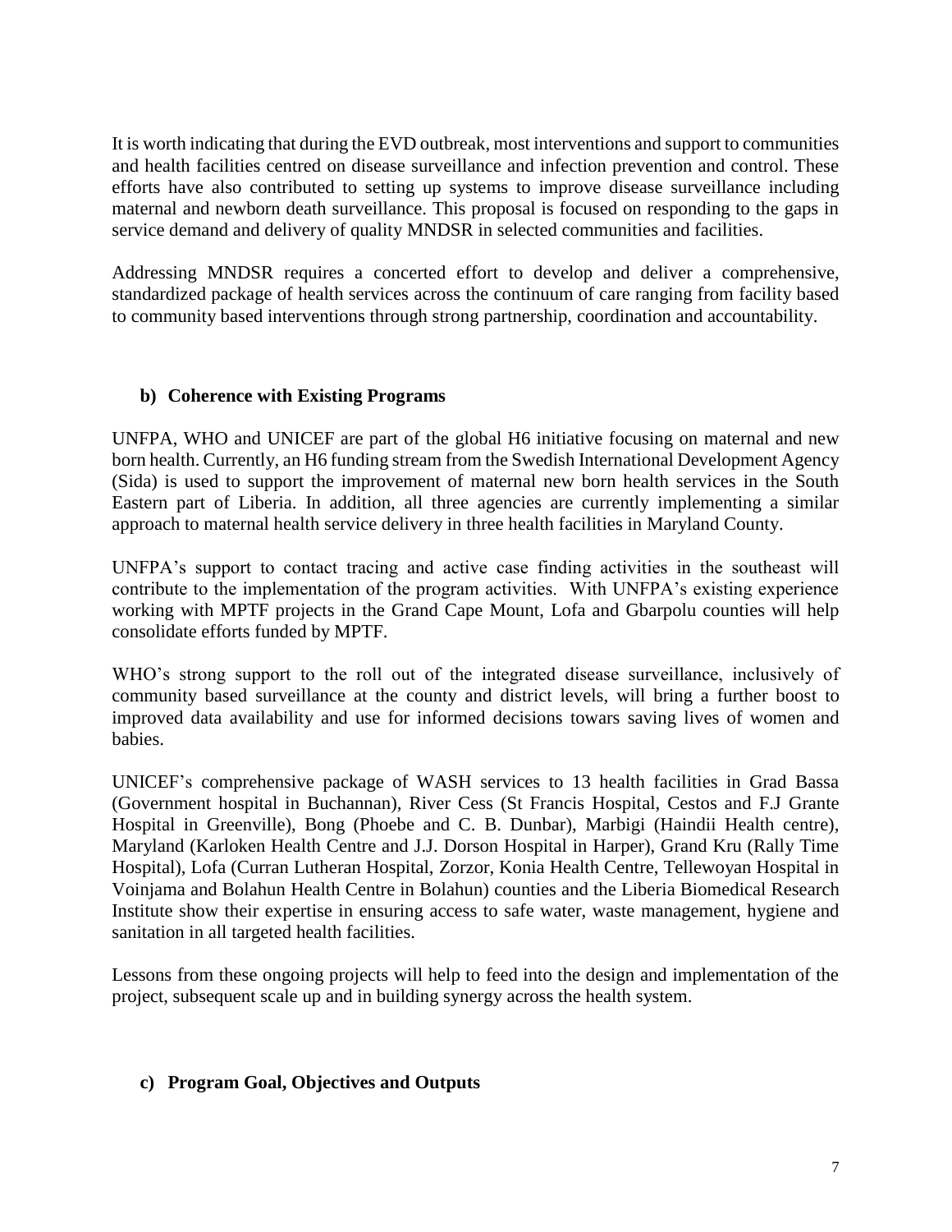It is worth indicating that during the EVD outbreak, most interventions and support to communities and health facilities centred on disease surveillance and infection prevention and control. These efforts have also contributed to setting up systems to improve disease surveillance including maternal and newborn death surveillance. This proposal is focused on responding to the gaps in service demand and delivery of quality MNDSR in selected communities and facilities.

Addressing MNDSR requires a concerted effort to develop and deliver a comprehensive, standardized package of health services across the continuum of care ranging from facility based to community based interventions through strong partnership, coordination and accountability.

### b) Coherence with Existing Programs

UNFPA, WHO and UNICEF are part of the global H6 initiative focusing on maternal and new born health. Currently, an H6 funding stream from the Swedish International Development Agency (Sida) is used to support the improvement of maternal new born health services in the South Eastern part of Liberia. In addition, all three agencies are currently implementing a similar approach to maternal health service delivery in three health facilities in Maryland County.

UNFPA's support to contact tracing and active case finding activities in the southeast will contribute to the implementation of the program activities. With UNFPA's existing experience working with MPTF projects in the Grand Cape Mount, Lofa and Gbarpolu counties will help consolidate efforts funded by MPTF.

WHO's strong support to the roll out of the integrated disease surveillance, inclusively of community based surveillance at the county and district levels, will bring a further boost to improved data availability and use for informed decisions towars saving lives of women and babies.

UNICEF's comprehensive package of WASH services to 13 health facilities in Grad Bassa (Government hospital in Buchannan), River Cess (St Francis Hospital, Cestos and F.J Grante Hospital in Greenville), Bong (Phoebe and C. B. Dunbar), Marbigi (Haindii Health centre), Maryland (Karloken Health Centre and J.J. Dorson Hospital in Harper), Grand Kru (Rally Time Hospital), Lofa (Curran Lutheran Hospital, Zorzor, Konia Health Centre, Tellewoyan Hospital in Voinjama and Bolahun Health Centre in Bolahun) counties and the Liberia Biomedical Research Institute show their expertise in ensuring access to safe water, waste management, hygiene and sanitation in all targeted health facilities.

Lessons from these ongoing projects will help to feed into the design and implementation of the project, subsequent scale up and in building synergy across the health system.

### c) Program Goal, Objectives and Outputs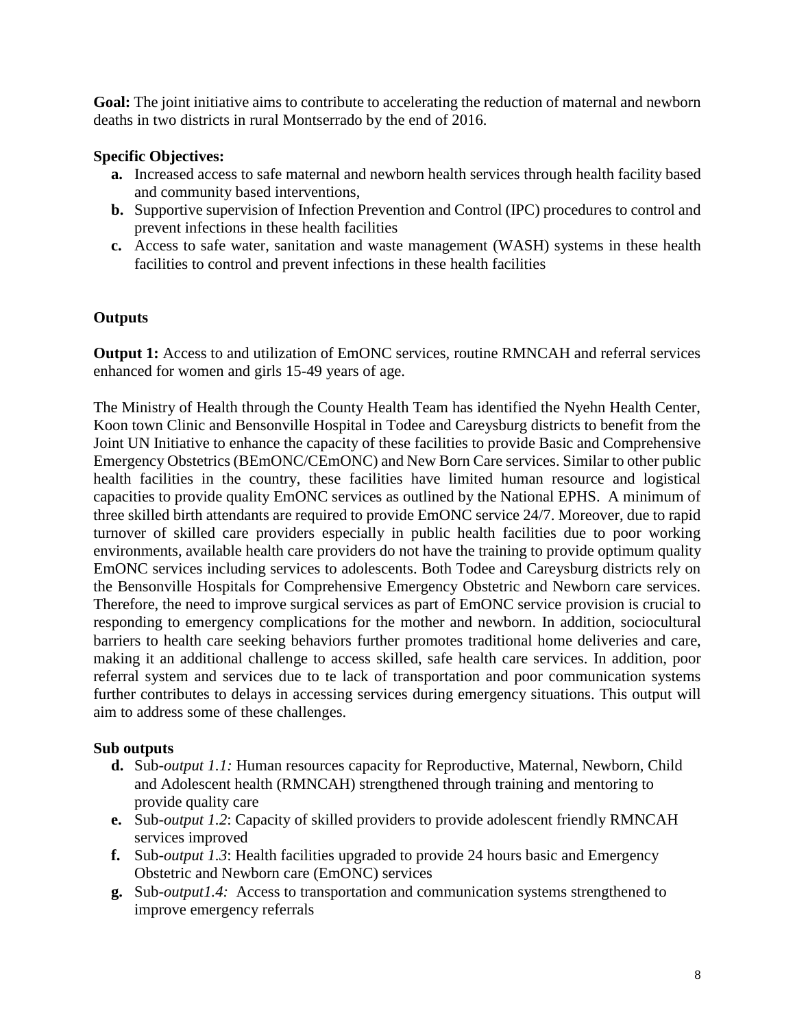**Goal:** The joint initiative aims to contribute to accelerating the reduction of maternal and newborn deaths in two districts in rural Montserrado by the end of 2016.

**Specific Objectives:**

- **a.** Increased access to safe maternal and newborn health services through health facility based and community based interventions,
- **b.** Supportive supervision of Infection Prevention and Control (IPC) procedures to control and prevent infections in these health facilities
- **c.** Access to safe water, sanitation and waste management (WASH) systems in these health facilities to control and prevent infections in these health facilities

**Outputs**

**Output 1:** Access to and utilization of EmONC services, routine RMNCAH and referral services enhanced for women and girls 15-49 years of age.

The Ministry of Health through the County Health Team has identified the Nyehn Health Center, Koon town Clinic and Bensonville Hospital in Todee and Careysburg districts to benefit from the Joint UN Initiative to enhance the capacity of these facilities to provide Basic and Comprehensive Emergency Obstetrics (BEmONC/CEmONC) and New Born Care services. Similar to other public health facilities in the country, these facilities have limited human resource and logistical capacities to provide quality EmONC services as outlined by the National EPHS. A minimum of three skilled birth attendants are required to provide EmONC service 24/7. Moreover, due to rapid turnover of skilled care providers especially in public health facilities due to poor working environments, available health care providers do not have the training to provide optimum quality EmONC services including services to adolescents. Both Todee and Careysburg districts rely on the Bensonville Hospitals for Comprehensive Emergency Obstetric and Newborn care services. Therefore, the need to improve surgical services as part of EmONC service provision is crucial to responding to emergency complications for the mother and newborn. In addition, sociocultural barriers to health care seeking behaviors further promotes traditional home deliveries and care, making it an additional challenge to access skilled, safe health care services. In addition, poor referral system and services due to te lack of transportation and poor communication systems further contributes to delays in accessing services during emergency situations. This output will aim to address some of these challenges.

**Sub outputs**

- **d.** Sub-*output 1.1:* Human resources capacity for Reproductive, Maternal, Newborn, Child and Adolescent health (RMNCAH) strengthened through training and mentoring to provide quality care
- **e.** Sub-*output 1.2*: Capacity of skilled providers to provide adolescent friendly RMNCAH services improved
- **f.** Sub-*output 1.3*: Health facilities upgraded to provide 24 hours basic and Emergency Obstetric and Newborn care (EmONC) services
- **g.** Sub-*output1.4:* Access to transportation and communication systems strengthened to improve emergency referrals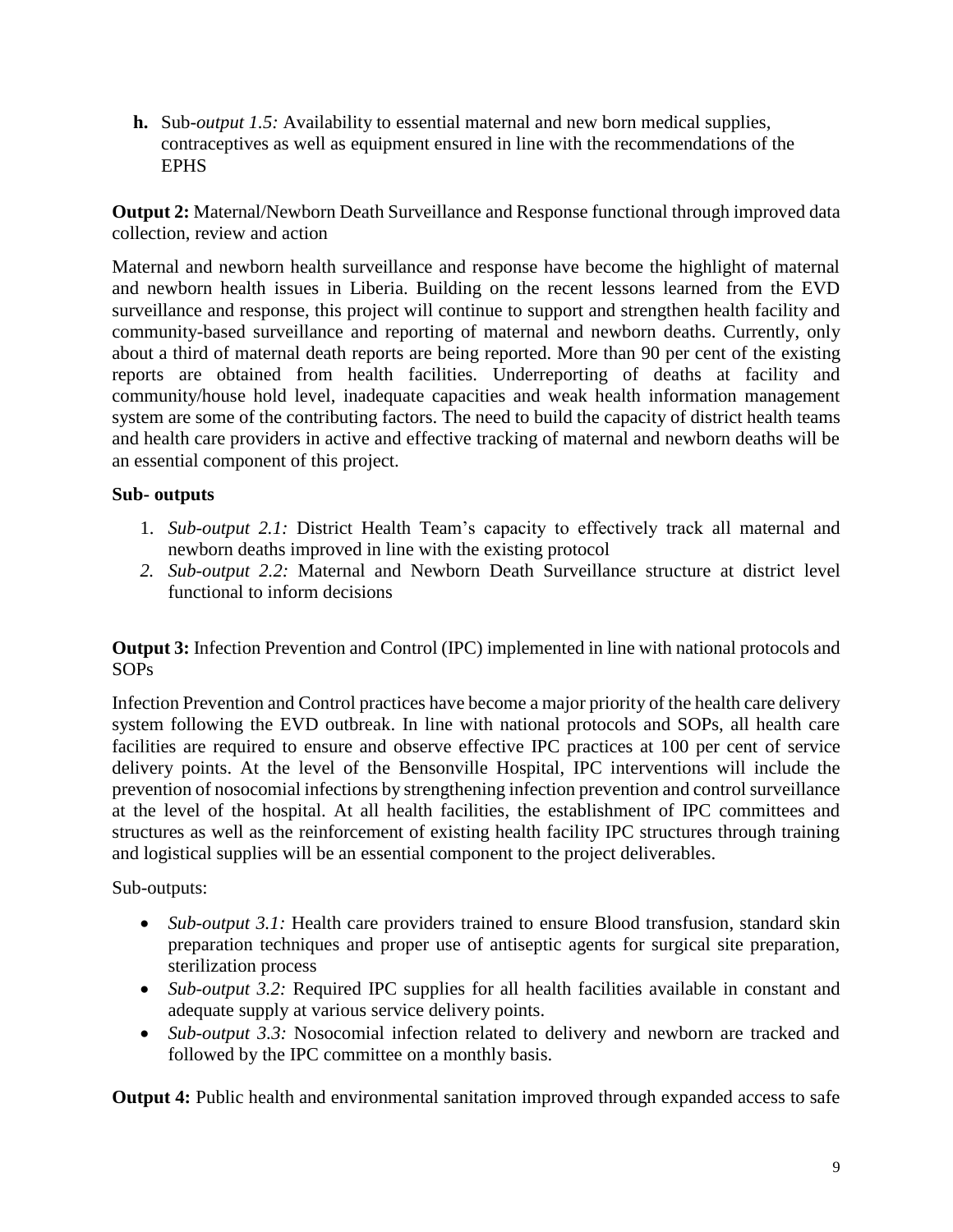**h.** Sub-*output 1.5:* Availability to essential maternal and new born medical supplies, contraceptives as well as equipment ensured in line with the recommendations of the EPHS

**Output 2:** Maternal/Newborn Death Surveillance and Response functional through improved data collection, review and action

Maternal and newborn health surveillance and response have become the highlight of maternal and newborn health issues in Liberia. Building on the recent lessons learned from the EVD surveillance and response, this project will continue to support and strengthen health facility and community-based surveillance and reporting of maternal and newborn deaths. Currently, only about a third of maternal death reports are being reported. More than 90 per cent of the existing reports are obtained from health facilities. Underreporting of deaths at facility and community/house hold level, inadequate capacities and weak health information management system are some of the contributing factors. The need to build the capacity of district health teams and health care providers in active and effective tracking of maternal and newborn deaths will be an essential component of this project.

**Sub- outputs**

1. *Sub-output 2.1:* District Health Team's capacity to effectively track all maternal and newborn deaths improved in line with the existing protocol
2. *Sub-output 2.2:* Maternal and Newborn Death Surveillance structure at district level functional to inform decisions

**Output 3:** Infection Prevention and Control (IPC) implemented in line with national protocols and SOPs

Infection Prevention and Control practices have become a major priority of the health care delivery system following the EVD outbreak. In line with national protocols and SOPs, all health care facilities are required to ensure and observe effective IPC practices at 100 per cent of service delivery points. At the level of the Bensonville Hospital, IPC interventions will include the prevention of nosocomial infections by strengthening infection prevention and control surveillance at the level of the hospital. At all health facilities, the establishment of IPC committees and structures as well as the reinforcement of existing health facility IPC structures through training and logistical supplies will be an essential component to the project deliverables.

Sub-outputs:

- *Sub-output 3.1:* Health care providers trained to ensure Blood transfusion, standard skin preparation techniques and proper use of antiseptic agents for surgical site preparation, sterilization process
- *Sub-output 3.2:* Required IPC supplies for all health facilities available in constant and adequate supply at various service delivery points.
- *Sub-output 3.3:* Nosocomial infection related to delivery and newborn are tracked and followed by the IPC committee on a monthly basis.

**Output 4:** Public health and environmental sanitation improved through expanded access to safe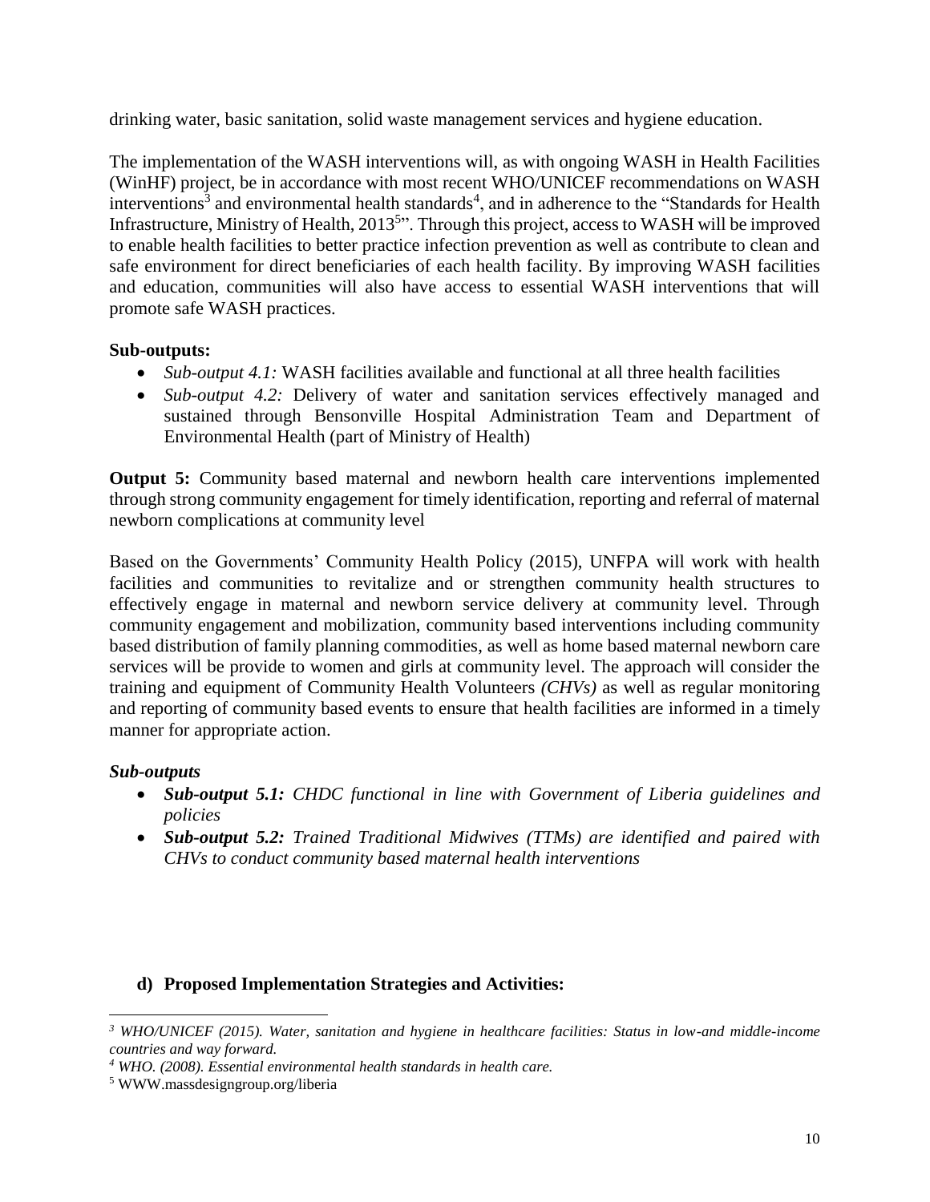drinking water, basic sanitation, solid waste management services and hygiene education.

The implementation of the WASH interventions will, as with ongoing WASH in Health Facilities (WinHF) project, be in accordance with most recent WHO/UNICEF recommendations on WASH interventions[3] and environmental health standards[4], and in adherence to the "Standards for Health Infrastructure, Ministry of Health, 2013[5]". Through this project, access to WASH will be improved to enable health facilities to better practice infection prevention as well as contribute to clean and safe environment for direct beneficiaries of each health facility. By improving WASH facilities and education, communities will also have access to essential WASH interventions that will promote safe WASH practices.

**Sub-outputs:**

- *Sub-output 4.1:* WASH facilities available and functional at all three health facilities
- *Sub-output 4.2:* Delivery of water and sanitation services effectively managed and sustained through Bensonville Hospital Administration Team and Department of Environmental Health (part of Ministry of Health)

**Output 5:** Community based maternal and newborn health care interventions implemented through strong community engagement for timely identification, reporting and referral of maternal newborn complications at community level

Based on the Governments' Community Health Policy (2015), UNFPA will work with health facilities and communities to revitalize and or strengthen community health structures to effectively engage in maternal and newborn service delivery at community level. Through community engagement and mobilization, community based interventions including community based distribution of family planning commodities, as well as home based maternal newborn care services will be provide to women and girls at community level. The approach will consider the training and equipment of Community Health Volunteers *(CHVs)* as well as regular monitoring and reporting of community based events to ensure that health facilities are informed in a timely manner for appropriate action.

***Sub-outputs***

- ***Sub-output 5.1:*** ***CHDC functional in line with Government of Liberia guidelines and policies***
- ***Sub-output 5.2:*** ***Trained Traditional Midwives (TTMs) are identified and paired with CHVs to conduct community based maternal health interventions***

### d) Proposed Implementation Strategies and Activities:

---

[3] *WHO/UNICEF (2015). Water, sanitation and hygiene in healthcare facilities: Status in low-and middle-income countries and way forward.*

[4] *WHO. (2008). Essential environmental health standards in health care.*

[5] WWW.massdesigngroup.org/liberia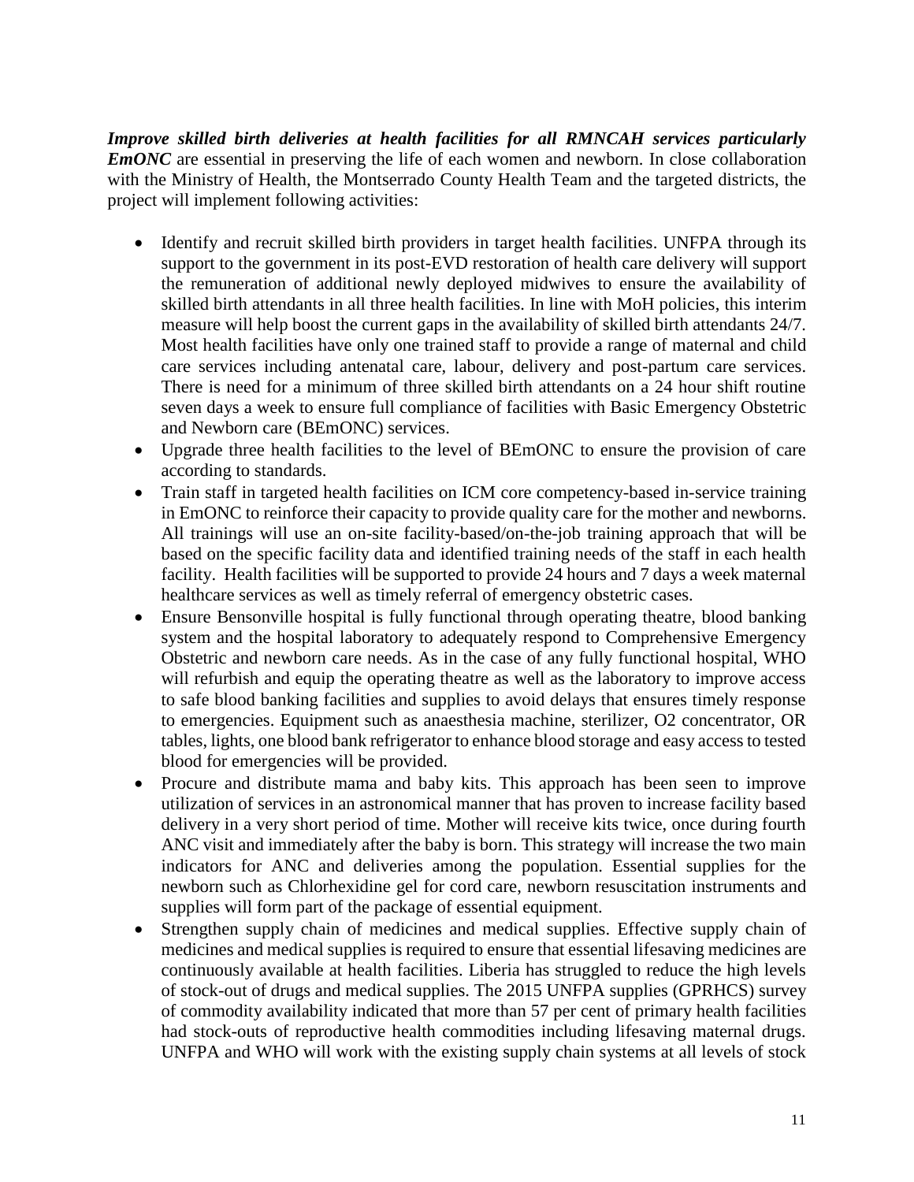***Improve skilled birth deliveries at health facilities for all RMNCAH services particularly EmONC*** are essential in preserving the life of each women and newborn. In close collaboration with the Ministry of Health, the Montserrado County Health Team and the targeted districts, the project will implement following activities:

- Identify and recruit skilled birth providers in target health facilities. UNFPA through its support to the government in its post-EVD restoration of health care delivery will support the remuneration of additional newly deployed midwives to ensure the availability of skilled birth attendants in all three health facilities. In line with MoH policies, this interim measure will help boost the current gaps in the availability of skilled birth attendants 24/7. Most health facilities have only one trained staff to provide a range of maternal and child care services including antenatal care, labour, delivery and post-partum care services. There is need for a minimum of three skilled birth attendants on a 24 hour shift routine seven days a week to ensure full compliance of facilities with Basic Emergency Obstetric and Newborn care (BEmONC) services.
- Upgrade three health facilities to the level of BEmONC to ensure the provision of care according to standards.
- Train staff in targeted health facilities on ICM core competency-based in-service training in EmONC to reinforce their capacity to provide quality care for the mother and newborns. All trainings will use an on-site facility-based/on-the-job training approach that will be based on the specific facility data and identified training needs of the staff in each health facility. Health facilities will be supported to provide 24 hours and 7 days a week maternal healthcare services as well as timely referral of emergency obstetric cases.
- Ensure Bensonville hospital is fully functional through operating theatre, blood banking system and the hospital laboratory to adequately respond to Comprehensive Emergency Obstetric and newborn care needs. As in the case of any fully functional hospital, WHO will refurbish and equip the operating theatre as well as the laboratory to improve access to safe blood banking facilities and supplies to avoid delays that ensures timely response to emergencies. Equipment such as anaesthesia machine, sterilizer, O2 concentrator, OR tables, lights, one blood bank refrigerator to enhance blood storage and easy access to tested blood for emergencies will be provided.
- Procure and distribute mama and baby kits. This approach has been seen to improve utilization of services in an astronomical manner that has proven to increase facility based delivery in a very short period of time. Mother will receive kits twice, once during fourth ANC visit and immediately after the baby is born. This strategy will increase the two main indicators for ANC and deliveries among the population. Essential supplies for the newborn such as Chlorhexidine gel for cord care, newborn resuscitation instruments and supplies will form part of the package of essential equipment.
- Strengthen supply chain of medicines and medical supplies. Effective supply chain of medicines and medical supplies is required to ensure that essential lifesaving medicines are continuously available at health facilities. Liberia has struggled to reduce the high levels of stock-out of drugs and medical supplies. The 2015 UNFPA supplies (GPRHCS) survey of commodity availability indicated that more than 57 per cent of primary health facilities had stock-outs of reproductive health commodities including lifesaving maternal drugs. UNFPA and WHO will work with the existing supply chain systems at all levels of stock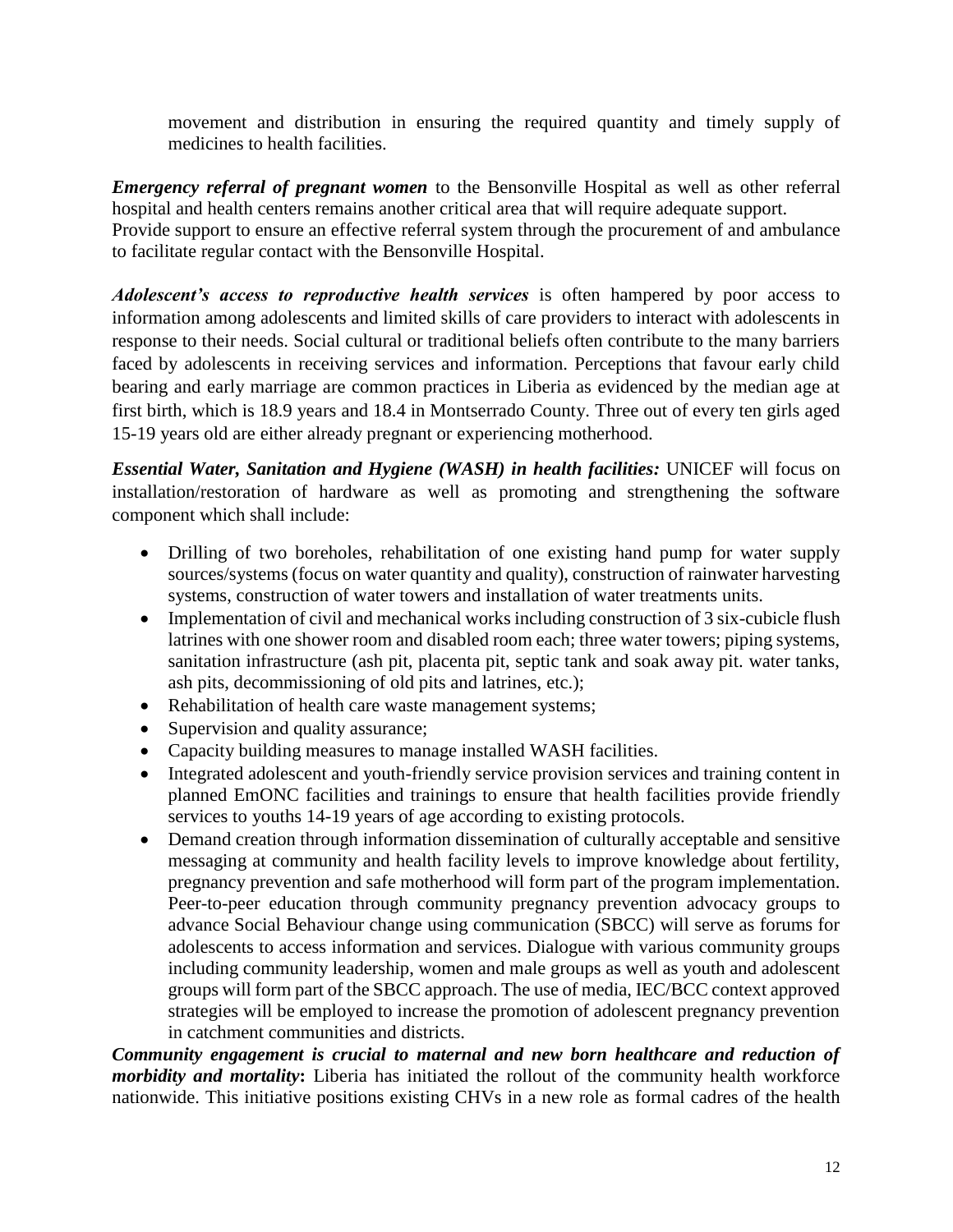movement and distribution in ensuring the required quantity and timely supply of medicines to health facilities.

***Emergency referral of pregnant women*** to the Bensonville Hospital as well as other referral hospital and health centers remains another critical area that will require adequate support. Provide support to ensure an effective referral system through the procurement of and ambulance to facilitate regular contact with the Bensonville Hospital.

***Adolescent's access to reproductive health services*** is often hampered by poor access to information among adolescents and limited skills of care providers to interact with adolescents in response to their needs. Social cultural or traditional beliefs often contribute to the many barriers faced by adolescents in receiving services and information. Perceptions that favour early child bearing and early marriage are common practices in Liberia as evidenced by the median age at first birth, which is 18.9 years and 18.4 in Montserrado County. Three out of every ten girls aged 15-19 years old are either already pregnant or experiencing motherhood.

***Essential Water, Sanitation and Hygiene (WASH) in health facilities:*** UNICEF will focus on installation/restoration of hardware as well as promoting and strengthening the software component which shall include:

- Drilling of two boreholes, rehabilitation of one existing hand pump for water supply sources/systems (focus on water quantity and quality), construction of rainwater harvesting systems, construction of water towers and installation of water treatments units.
- Implementation of civil and mechanical works including construction of 3 six-cubicle flush latrines with one shower room and disabled room each; three water towers; piping systems, sanitation infrastructure (ash pit, placenta pit, septic tank and soak away pit. water tanks, ash pits, decommissioning of old pits and latrines, etc.);
- Rehabilitation of health care waste management systems;
- Supervision and quality assurance;
- Capacity building measures to manage installed WASH facilities.
- Integrated adolescent and youth-friendly service provision services and training content in planned EmONC facilities and trainings to ensure that health facilities provide friendly services to youths 14-19 years of age according to existing protocols.
- Demand creation through information dissemination of culturally acceptable and sensitive messaging at community and health facility levels to improve knowledge about fertility, pregnancy prevention and safe motherhood will form part of the program implementation. Peer-to-peer education through community pregnancy prevention advocacy groups to advance Social Behaviour change using communication (SBCC) will serve as forums for adolescents to access information and services. Dialogue with various community groups including community leadership, women and male groups as well as youth and adolescent groups will form part of the SBCC approach. The use of media, IEC/BCC context approved strategies will be employed to increase the promotion of adolescent pregnancy prevention in catchment communities and districts.

***Community engagement is crucial to maternal and new born healthcare and reduction of morbidity and mortality*:** Liberia has initiated the rollout of the community health workforce nationwide. This initiative positions existing CHVs in a new role as formal cadres of the health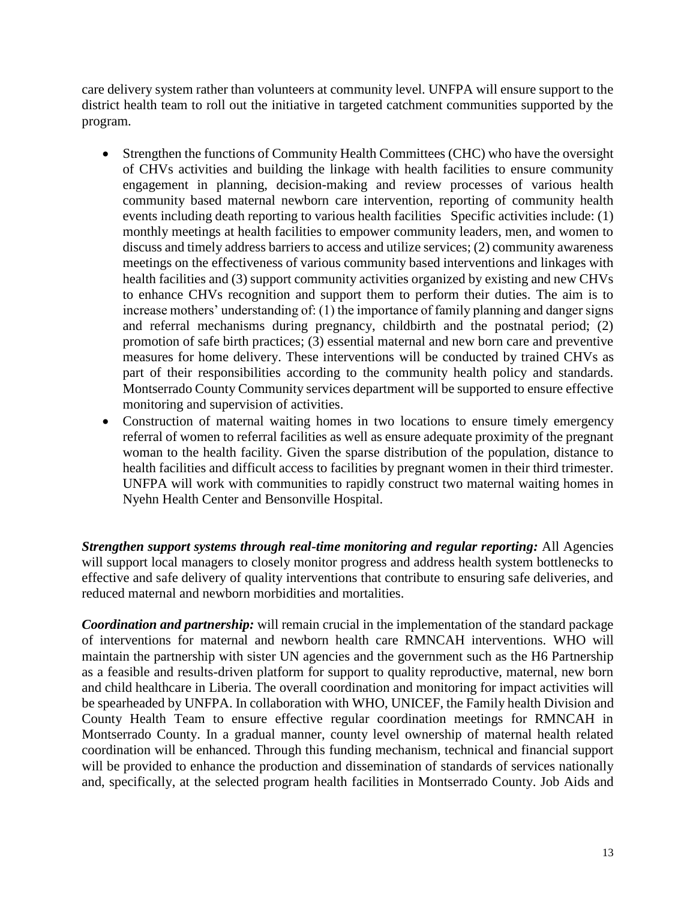care delivery system rather than volunteers at community level. UNFPA will ensure support to the district health team to roll out the initiative in targeted catchment communities supported by the program.

- Strengthen the functions of Community Health Committees (CHC) who have the oversight of CHVs activities and building the linkage with health facilities to ensure community engagement in planning, decision-making and review processes of various health community based maternal newborn care intervention, reporting of community health events including death reporting to various health facilities Specific activities include: (1) monthly meetings at health facilities to empower community leaders, men, and women to discuss and timely address barriers to access and utilize services; (2) community awareness meetings on the effectiveness of various community based interventions and linkages with health facilities and (3) support community activities organized by existing and new CHVs to enhance CHVs recognition and support them to perform their duties. The aim is to increase mothers' understanding of: (1) the importance of family planning and danger signs and referral mechanisms during pregnancy, childbirth and the postnatal period; (2) promotion of safe birth practices; (3) essential maternal and new born care and preventive measures for home delivery. These interventions will be conducted by trained CHVs as part of their responsibilities according to the community health policy and standards. Montserrado County Community services department will be supported to ensure effective monitoring and supervision of activities.
- Construction of maternal waiting homes in two locations to ensure timely emergency referral of women to referral facilities as well as ensure adequate proximity of the pregnant woman to the health facility. Given the sparse distribution of the population, distance to health facilities and difficult access to facilities by pregnant women in their third trimester. UNFPA will work with communities to rapidly construct two maternal waiting homes in Nyehn Health Center and Bensonville Hospital.

***Strengthen support systems through real-time monitoring and regular reporting:*** All Agencies will support local managers to closely monitor progress and address health system bottlenecks to effective and safe delivery of quality interventions that contribute to ensuring safe deliveries, and reduced maternal and newborn morbidities and mortalities.

***Coordination and partnership:*** will remain crucial in the implementation of the standard package of interventions for maternal and newborn health care RMNCAH interventions. WHO will maintain the partnership with sister UN agencies and the government such as the H6 Partnership as a feasible and results-driven platform for support to quality reproductive, maternal, new born and child healthcare in Liberia. The overall coordination and monitoring for impact activities will be spearheaded by UNFPA. In collaboration with WHO, UNICEF, the Family health Division and County Health Team to ensure effective regular coordination meetings for RMNCAH in Montserrado County. In a gradual manner, county level ownership of maternal health related coordination will be enhanced. Through this funding mechanism, technical and financial support will be provided to enhance the production and dissemination of standards of services nationally and, specifically, at the selected program health facilities in Montserrado County. Job Aids and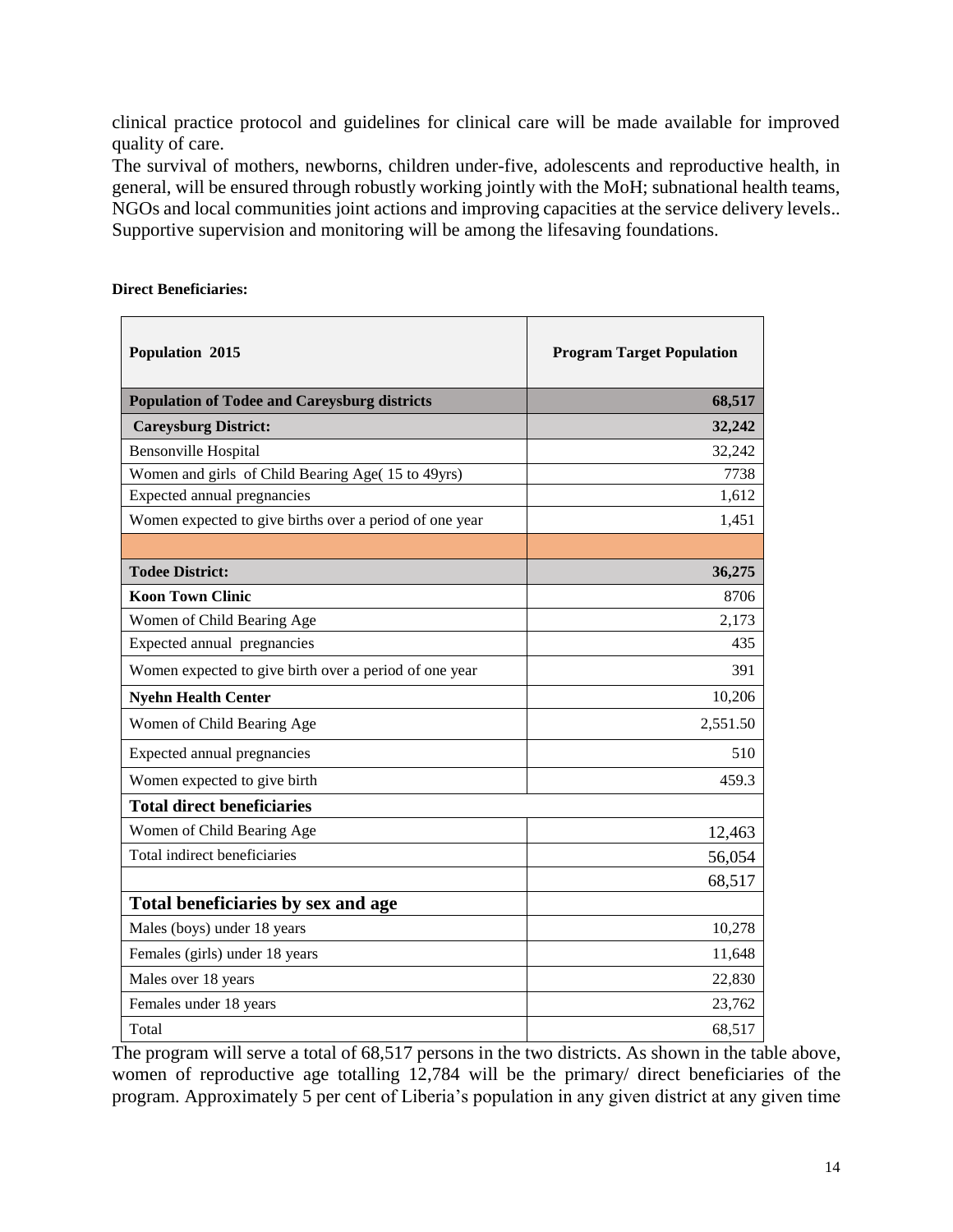clinical practice protocol and guidelines for clinical care will be made available for improved quality of care.
The survival of mothers, newborns, children under-five, adolescents and reproductive health, in general, will be ensured through robustly working jointly with the MoH; subnational health teams, NGOs and local communities joint actions and improving capacities at the service delivery levels.. Supportive supervision and monitoring will be among the lifesaving foundations.

**Direct Beneficiaries:**

| **Population 2015** | **Program Target Population** |
|---|---|
| **Population of Todee and Careysburg districts** | **68,517** |
| **Careysburg District:** | **32,242** |
| Bensonville Hospital | 32,242 |
| Women and girls of Child Bearing Age( 15 to 49yrs) | 7738 |
| Expected annual pregnancies | 1,612 |
| Women expected to give births over a period of one year | 1,451 |
| | |
| **Todee District:** | **36,275** |
| **Koon Town Clinic** | 8706 |
| Women of Child Bearing Age | 2,173 |
| Expected annual pregnancies | 435 |
| Women expected to give birth over a period of one year | 391 |
| **Nyehn Health Center** | 10,206 |
| Women of Child Bearing Age | 2,551.50 |
| Expected annual pregnancies | 510 |
| Women expected to give birth | 459.3 |
| **Total direct beneficiaries** | |
| Women of Child Bearing Age | 12,463 |
| Total indirect beneficiaries | 56,054 |
| | 68,517 |
| **Total beneficiaries by sex and age** | |
| Males (boys) under 18 years | 10,278 |
| Females (girls) under 18 years | 11,648 |
| Males over 18 years | 22,830 |
| Females under 18 years | 23,762 |
| Total | 68,517 |

The program will serve a total of 68,517 persons in the two districts. As shown in the table above, women of reproductive age totalling 12,784 will be the primary/ direct beneficiaries of the program. Approximately 5 per cent of Liberia's population in any given district at any given time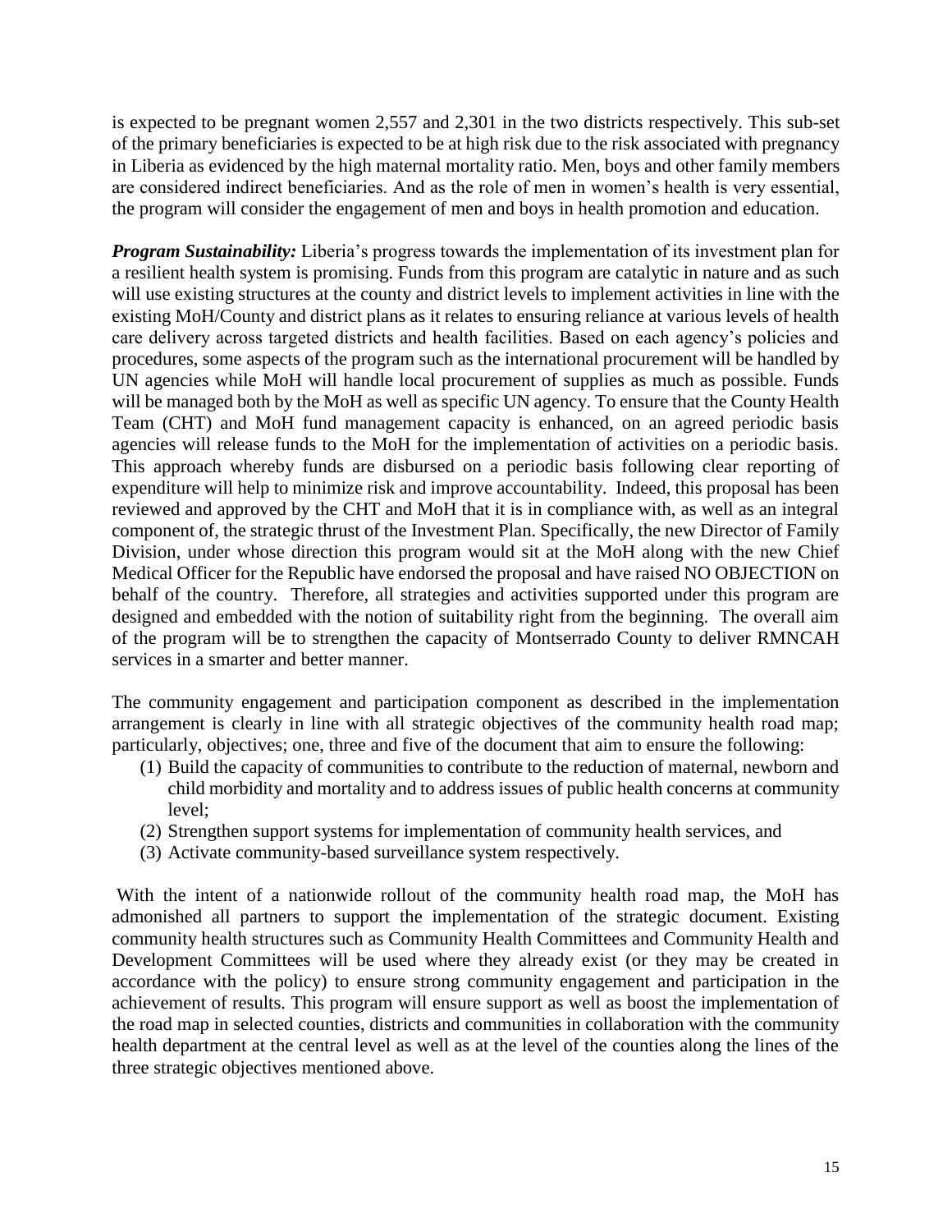is expected to be pregnant women 2,557 and 2,301 in the two districts respectively. This sub-set of the primary beneficiaries is expected to be at high risk due to the risk associated with pregnancy in Liberia as evidenced by the high maternal mortality ratio. Men, boys and other family members are considered indirect beneficiaries. And as the role of men in women's health is very essential, the program will consider the engagement of men and boys in health promotion and education.

***Program Sustainability:*** Liberia's progress towards the implementation of its investment plan for a resilient health system is promising. Funds from this program are catalytic in nature and as such will use existing structures at the county and district levels to implement activities in line with the existing MoH/County and district plans as it relates to ensuring reliance at various levels of health care delivery across targeted districts and health facilities. Based on each agency's policies and procedures, some aspects of the program such as the international procurement will be handled by UN agencies while MoH will handle local procurement of supplies as much as possible. Funds will be managed both by the MoH as well as specific UN agency. To ensure that the County Health Team (CHT) and MoH fund management capacity is enhanced, on an agreed periodic basis agencies will release funds to the MoH for the implementation of activities on a periodic basis. This approach whereby funds are disbursed on a periodic basis following clear reporting of expenditure will help to minimize risk and improve accountability. Indeed, this proposal has been reviewed and approved by the CHT and MoH that it is in compliance with, as well as an integral component of, the strategic thrust of the Investment Plan. Specifically, the new Director of Family Division, under whose direction this program would sit at the MoH along with the new Chief Medical Officer for the Republic have endorsed the proposal and have raised NO OBJECTION on behalf of the country. Therefore, all strategies and activities supported under this program are designed and embedded with the notion of suitability right from the beginning. The overall aim of the program will be to strengthen the capacity of Montserrado County to deliver RMNCAH services in a smarter and better manner.

The community engagement and participation component as described in the implementation arrangement is clearly in line with all strategic objectives of the community health road map; particularly, objectives; one, three and five of the document that aim to ensure the following:

(1) Build the capacity of communities to contribute to the reduction of maternal, newborn and child morbidity and mortality and to address issues of public health concerns at community level;
(2) Strengthen support systems for implementation of community health services, and
(3) Activate community-based surveillance system respectively.

With the intent of a nationwide rollout of the community health road map, the MoH has admonished all partners to support the implementation of the strategic document. Existing community health structures such as Community Health Committees and Community Health and Development Committees will be used where they already exist (or they may be created in accordance with the policy) to ensure strong community engagement and participation in the achievement of results. This program will ensure support as well as boost the implementation of the road map in selected counties, districts and communities in collaboration with the community health department at the central level as well as at the level of the counties along the lines of the three strategic objectives mentioned above.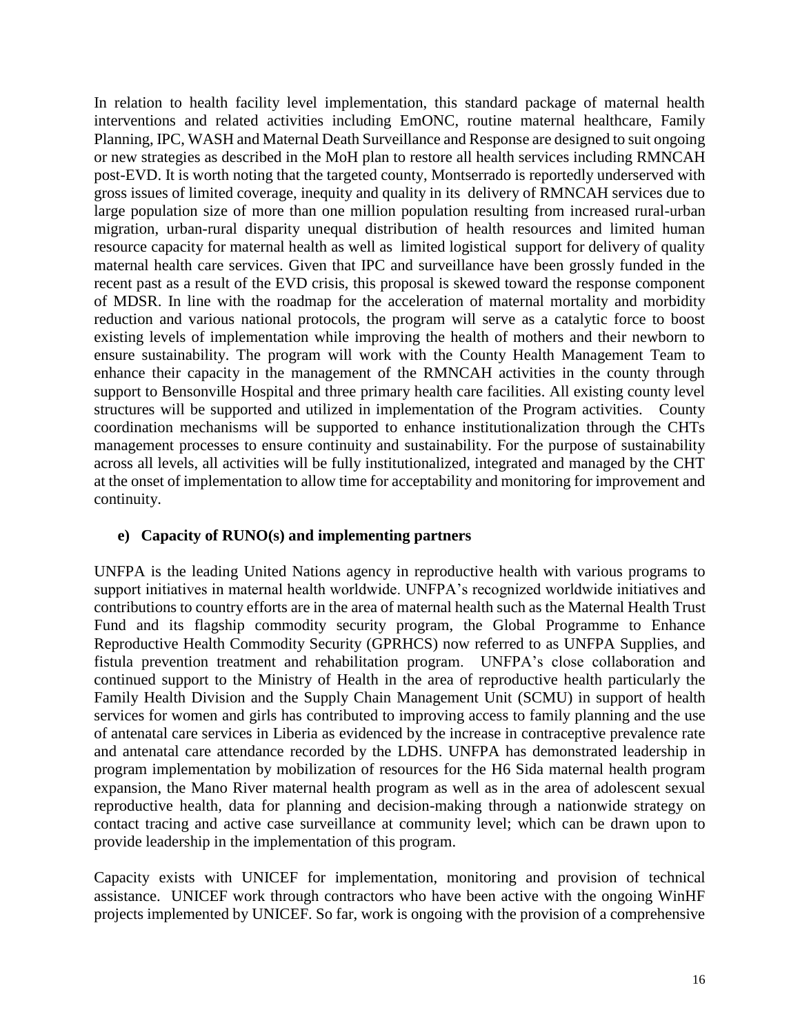In relation to health facility level implementation, this standard package of maternal health interventions and related activities including EmONC, routine maternal healthcare, Family Planning, IPC, WASH and Maternal Death Surveillance and Response are designed to suit ongoing or new strategies as described in the MoH plan to restore all health services including RMNCAH post-EVD. It is worth noting that the targeted county, Montserrado is reportedly underserved with gross issues of limited coverage, inequity and quality in its delivery of RMNCAH services due to large population size of more than one million population resulting from increased rural-urban migration, urban-rural disparity unequal distribution of health resources and limited human resource capacity for maternal health as well as limited logistical support for delivery of quality maternal health care services. Given that IPC and surveillance have been grossly funded in the recent past as a result of the EVD crisis, this proposal is skewed toward the response component of MDSR. In line with the roadmap for the acceleration of maternal mortality and morbidity reduction and various national protocols, the program will serve as a catalytic force to boost existing levels of implementation while improving the health of mothers and their newborn to ensure sustainability. The program will work with the County Health Management Team to enhance their capacity in the management of the RMNCAH activities in the county through support to Bensonville Hospital and three primary health care facilities. All existing county level structures will be supported and utilized in implementation of the Program activities. County coordination mechanisms will be supported to enhance institutionalization through the CHTs management processes to ensure continuity and sustainability. For the purpose of sustainability across all levels, all activities will be fully institutionalized, integrated and managed by the CHT at the onset of implementation to allow time for acceptability and monitoring for improvement and continuity.

**e) Capacity of RUNO(s) and implementing partners**

UNFPA is the leading United Nations agency in reproductive health with various programs to support initiatives in maternal health worldwide. UNFPA's recognized worldwide initiatives and contributions to country efforts are in the area of maternal health such as the Maternal Health Trust Fund and its flagship commodity security program, the Global Programme to Enhance Reproductive Health Commodity Security (GPRHCS) now referred to as UNFPA Supplies, and fistula prevention treatment and rehabilitation program. UNFPA's close collaboration and continued support to the Ministry of Health in the area of reproductive health particularly the Family Health Division and the Supply Chain Management Unit (SCMU) in support of health services for women and girls has contributed to improving access to family planning and the use of antenatal care services in Liberia as evidenced by the increase in contraceptive prevalence rate and antenatal care attendance recorded by the LDHS. UNFPA has demonstrated leadership in program implementation by mobilization of resources for the H6 Sida maternal health program expansion, the Mano River maternal health program as well as in the area of adolescent sexual reproductive health, data for planning and decision-making through a nationwide strategy on contact tracing and active case surveillance at community level; which can be drawn upon to provide leadership in the implementation of this program.

Capacity exists with UNICEF for implementation, monitoring and provision of technical assistance. UNICEF work through contractors who have been active with the ongoing WinHF projects implemented by UNICEF. So far, work is ongoing with the provision of a comprehensive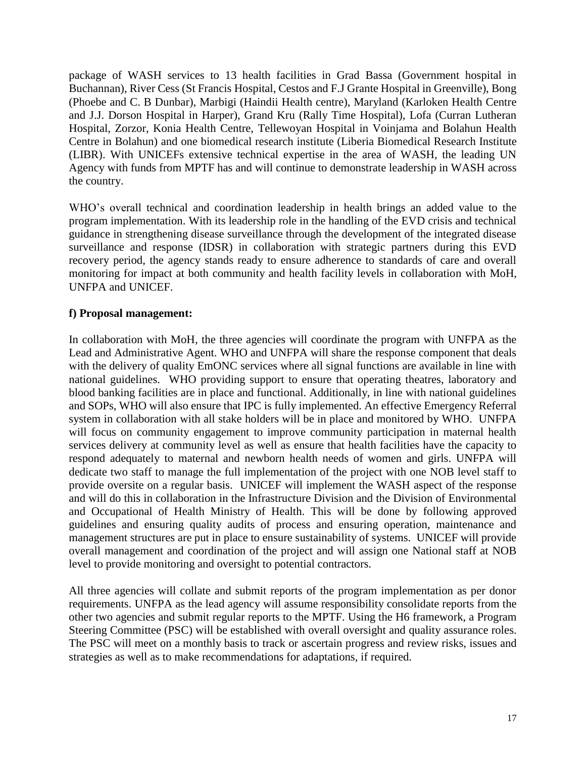package of WASH services to 13 health facilities in Grad Bassa (Government hospital in Buchannan), River Cess (St Francis Hospital, Cestos and F.J Grante Hospital in Greenville), Bong (Phoebe and C. B Dunbar), Marbigi (Haindii Health centre), Maryland (Karloken Health Centre and J.J. Dorson Hospital in Harper), Grand Kru (Rally Time Hospital), Lofa (Curran Lutheran Hospital, Zorzor, Konia Health Centre, Tellewoyan Hospital in Voinjama and Bolahun Health Centre in Bolahun) and one biomedical research institute (Liberia Biomedical Research Institute (LIBR). With UNICEFs extensive technical expertise in the area of WASH, the leading UN Agency with funds from MPTF has and will continue to demonstrate leadership in WASH across the country.

WHO's overall technical and coordination leadership in health brings an added value to the program implementation. With its leadership role in the handling of the EVD crisis and technical guidance in strengthening disease surveillance through the development of the integrated disease surveillance and response (IDSR) in collaboration with strategic partners during this EVD recovery period, the agency stands ready to ensure adherence to standards of care and overall monitoring for impact at both community and health facility levels in collaboration with MoH, UNFPA and UNICEF.

**f) Proposal management:**

In collaboration with MoH, the three agencies will coordinate the program with UNFPA as the Lead and Administrative Agent. WHO and UNFPA will share the response component that deals with the delivery of quality EmONC services where all signal functions are available in line with national guidelines. WHO providing support to ensure that operating theatres, laboratory and blood banking facilities are in place and functional. Additionally, in line with national guidelines and SOPs, WHO will also ensure that IPC is fully implemented. An effective Emergency Referral system in collaboration with all stake holders will be in place and monitored by WHO. UNFPA will focus on community engagement to improve community participation in maternal health services delivery at community level as well as ensure that health facilities have the capacity to respond adequately to maternal and newborn health needs of women and girls. UNFPA will dedicate two staff to manage the full implementation of the project with one NOB level staff to provide oversite on a regular basis. UNICEF will implement the WASH aspect of the response and will do this in collaboration in the Infrastructure Division and the Division of Environmental and Occupational of Health Ministry of Health. This will be done by following approved guidelines and ensuring quality audits of process and ensuring operation, maintenance and management structures are put in place to ensure sustainability of systems. UNICEF will provide overall management and coordination of the project and will assign one National staff at NOB level to provide monitoring and oversight to potential contractors.

All three agencies will collate and submit reports of the program implementation as per donor requirements. UNFPA as the lead agency will assume responsibility consolidate reports from the other two agencies and submit regular reports to the MPTF. Using the H6 framework, a Program Steering Committee (PSC) will be established with overall oversight and quality assurance roles. The PSC will meet on a monthly basis to track or ascertain progress and review risks, issues and strategies as well as to make recommendations for adaptations, if required.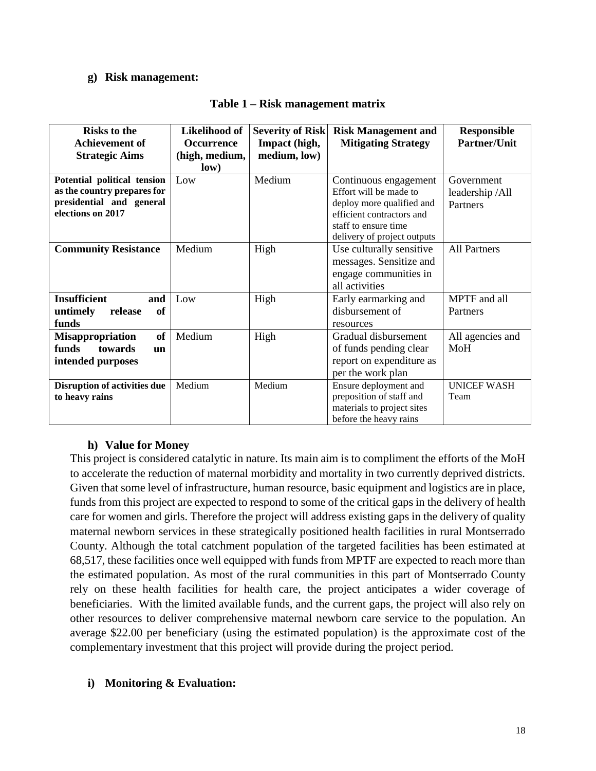#### g) Risk management:

**Table 1 – Risk management matrix**

| Risks to the Achievement of Strategic Aims | Likelihood of Occurrence (high, medium, low) | Severity of Risk Impact (high, medium, low) | Risk Management and Mitigating Strategy | Responsible Partner/Unit |
|---|---|---|---|---|
| **Potential political tension as the country prepares for presidential and general elections on 2017** | Low | Medium | Continuous engagement Effort will be made to deploy more qualified and efficient contractors and staff to ensure time delivery of project outputs | Government leadership /All Partners |
| **Community Resistance** | Medium | High | Use culturally sensitive messages. Sensitize and engage communities in all activities | All Partners |
| **Insufficient and untimely release of funds** | Low | High | Early earmarking and disbursement of resources | MPTF and all Partners |
| **Misappropriation of funds towards un intended purposes** | Medium | High | Gradual disbursement of funds pending clear report on expenditure as per the work plan | All agencies and MoH |
| **Disruption of activities due to heavy rains** | Medium | Medium | Ensure deployment and preposition of staff and materials to project sites before the heavy rains | UNICEF WASH Team |

#### h) Value for Money

This project is considered catalytic in nature. Its main aim is to compliment the efforts of the MoH to accelerate the reduction of maternal morbidity and mortality in two currently deprived districts. Given that some level of infrastructure, human resource, basic equipment and logistics are in place, funds from this project are expected to respond to some of the critical gaps in the delivery of health care for women and girls. Therefore the project will address existing gaps in the delivery of quality maternal newborn services in these strategically positioned health facilities in rural Montserrado County. Although the total catchment population of the targeted facilities has been estimated at 68,517, these facilities once well equipped with funds from MPTF are expected to reach more than the estimated population. As most of the rural communities in this part of Montserrado County rely on these health facilities for health care, the project anticipates a wider coverage of beneficiaries. With the limited available funds, and the current gaps, the project will also rely on other resources to deliver comprehensive maternal newborn care service to the population. An average $22.00 per beneficiary (using the estimated population) is the approximate cost of the complementary investment that this project will provide during the project period.

#### i) Monitoring & Evaluation: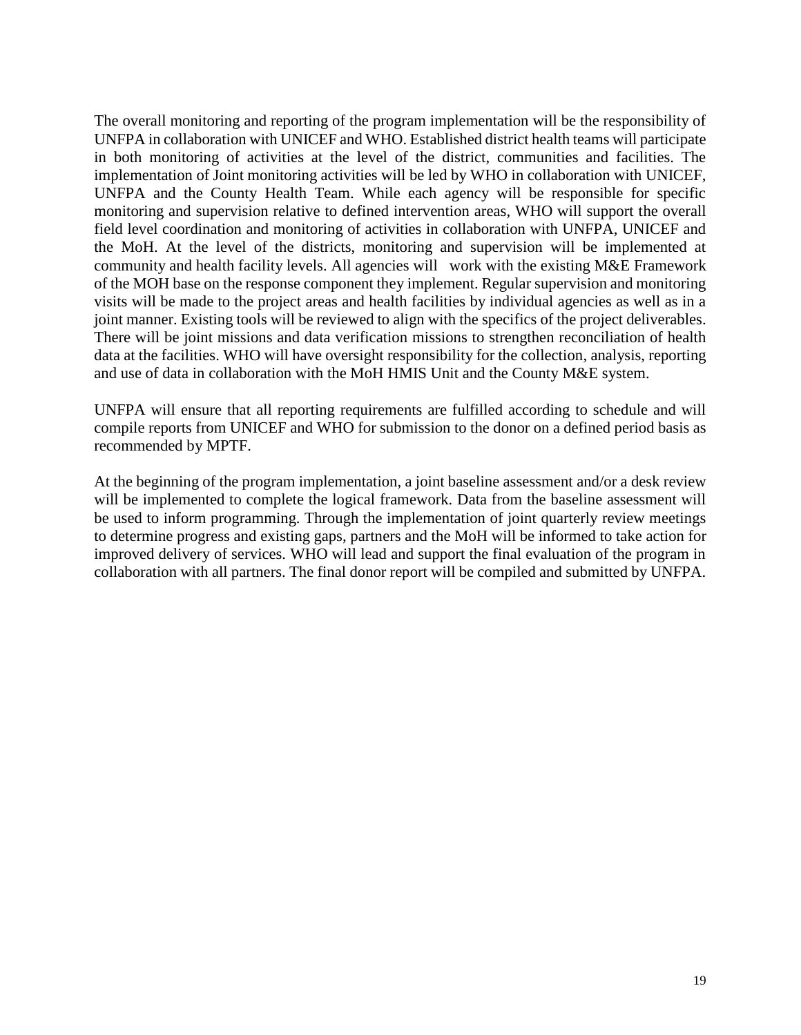The overall monitoring and reporting of the program implementation will be the responsibility of UNFPA in collaboration with UNICEF and WHO. Established district health teams will participate in both monitoring of activities at the level of the district, communities and facilities. The implementation of Joint monitoring activities will be led by WHO in collaboration with UNICEF, UNFPA and the County Health Team. While each agency will be responsible for specific monitoring and supervision relative to defined intervention areas, WHO will support the overall field level coordination and monitoring of activities in collaboration with UNFPA, UNICEF and the MoH. At the level of the districts, monitoring and supervision will be implemented at community and health facility levels. All agencies will work with the existing M&E Framework of the MOH base on the response component they implement. Regular supervision and monitoring visits will be made to the project areas and health facilities by individual agencies as well as in a joint manner. Existing tools will be reviewed to align with the specifics of the project deliverables. There will be joint missions and data verification missions to strengthen reconciliation of health data at the facilities. WHO will have oversight responsibility for the collection, analysis, reporting and use of data in collaboration with the MoH HMIS Unit and the County M&E system.

UNFPA will ensure that all reporting requirements are fulfilled according to schedule and will compile reports from UNICEF and WHO for submission to the donor on a defined period basis as recommended by MPTF.

At the beginning of the program implementation, a joint baseline assessment and/or a desk review will be implemented to complete the logical framework. Data from the baseline assessment will be used to inform programming. Through the implementation of joint quarterly review meetings to determine progress and existing gaps, partners and the MoH will be informed to take action for improved delivery of services. WHO will lead and support the final evaluation of the program in collaboration with all partners. The final donor report will be compiled and submitted by UNFPA.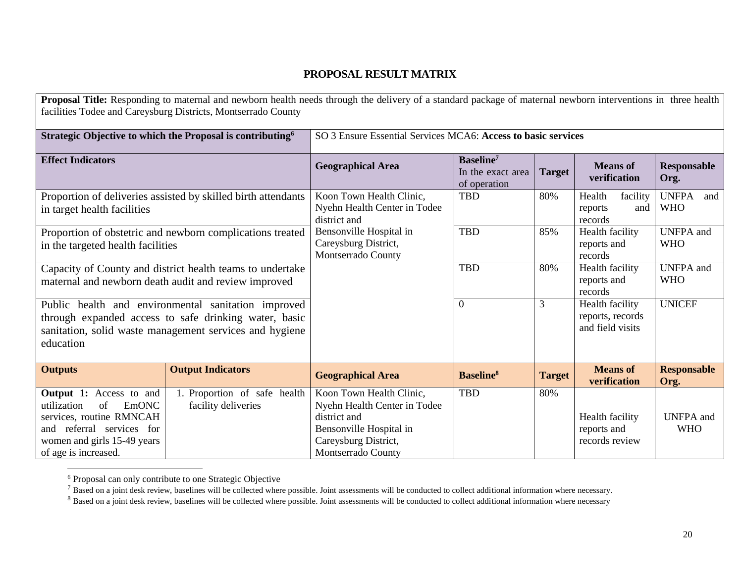## PROPOSAL RESULT MATRIX

**Proposal Title:** Responding to maternal and newborn health needs through the delivery of a standard package of maternal newborn interventions in three health facilities Todee and Careysburg Districts, Montserrado County

| **Strategic Objective to which the Proposal is contributing**[6] | | SO 3 Ensure Essential Services MCA6: **Access to basic services** | | | | |
|---|---|---|---|---|---|---|
| **Effect Indicators** | | **Geographical Area** | **Baseline**[7] In the exact area of operation | **Target** | **Means of verification** | **Responsable Org.** |
| Proportion of deliveries assisted by skilled birth attendants in target health facilities | | Koon Town Health Clinic, Nyehn Health Center in Todee district and Bensonville Hospital in Careysburg District, Montserrado County | TBD | 80% | Health facility reports and records | UNFPA and WHO |
| Proportion of obstetric and newborn complications treated in the targeted health facilities | | | TBD | 85% | Health facility reports and records | UNFPA and WHO |
| Capacity of County and district health teams to undertake maternal and newborn death audit and review improved | | | TBD | 80% | Health facility reports and records | UNFPA and WHO |
| Public health and environmental sanitation improved through expanded access to safe drinking water, basic sanitation, solid waste management services and hygiene education | | | 0 | 3 | Health facility reports, records and field visits | UNICEF |
| **Outputs** | **Output Indicators** | **Geographical Area** | **Baseline**[8] | **Target** | **Means of verification** | **Responsable Org.** |
| **Output 1:** Access to and utilization of EmONC services, routine RMNCAH and referral services for women and girls 15-49 years of age is increased. | 1. Proportion of safe health facility deliveries | Koon Town Health Clinic, Nyehn Health Center in Todee district and Bensonville Hospital in Careysburg District, Montserrado County | TBD | 80% | Health facility reports and records review | UNFPA and WHO |

[6] Proposal can only contribute to one Strategic Objective

[7] Based on a joint desk review, baselines will be collected where possible. Joint assessments will be conducted to collect additional information where necessary.

[8] Based on a joint desk review, baselines will be collected where possible. Joint assessments will be conducted to collect additional information where necessary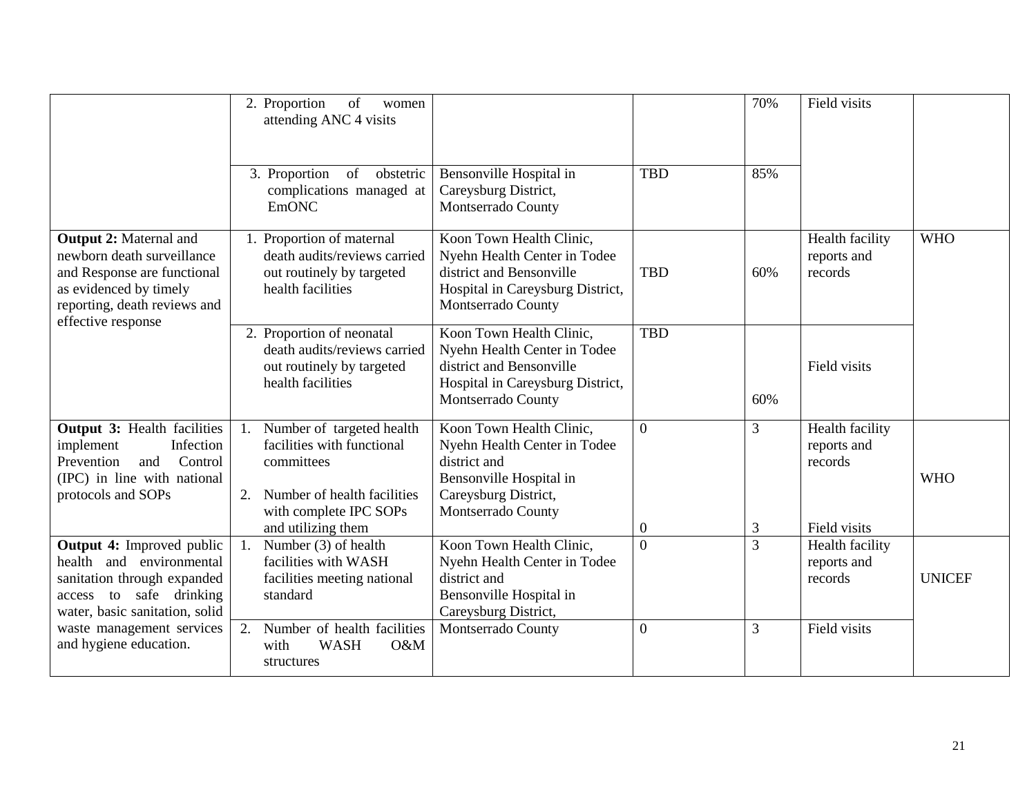| | | | | | | |
|---|---|---|---|---|---|---|
| | 2. Proportion of women attending ANC 4 visits | | | 70% | Field visits | |
| | 3. Proportion of obstetric complications managed at EmONC | Bensonville Hospital in Careysburg District, Montserrado County | TBD | 85% | | |
| **Output 2:** Maternal and newborn death surveillance and Response are functional as evidenced by timely reporting, death reviews and effective response | 1. Proportion of maternal death audits/reviews carried out routinely by targeted health facilities | Koon Town Health Clinic, Nyehn Health Center in Todee district and Bensonville Hospital in Careysburg District, Montserrado County | TBD | 60% | Health facility reports and records | WHO |
| | 2. Proportion of neonatal death audits/reviews carried out routinely by targeted health facilities | Koon Town Health Clinic, Nyehn Health Center in Todee district and Bensonville Hospital in Careysburg District, Montserrado County | TBD | 60% | Field visits | |
| **Output 3:** Health facilities implement Infection Prevention and Control (IPC) in line with national protocols and SOPs | 1. Number of targeted health facilities with functional committees | Koon Town Health Clinic, Nyehn Health Center in Todee district and Bensonville Hospital in Careysburg District, Montserrado County | 0 | 3 | Health facility reports and records | WHO |
| | 2. Number of health facilities with complete IPC SOPs and utilizing them | | 0 | 3 | Field visits | |
| **Output 4:** Improved public health and environmental sanitation through expanded access to safe drinking water, basic sanitation, solid waste management services and hygiene education. | 1. Number (3) of health facilities with WASH facilities meeting national standard | Koon Town Health Clinic, Nyehn Health Center in Todee district and Bensonville Hospital in Careysburg District, | 0 | 3 | Health facility reports and records | UNICEF |
| | 2. Number of health facilities with WASH O&M structures | Montserrado County | 0 | 3 | Field visits | |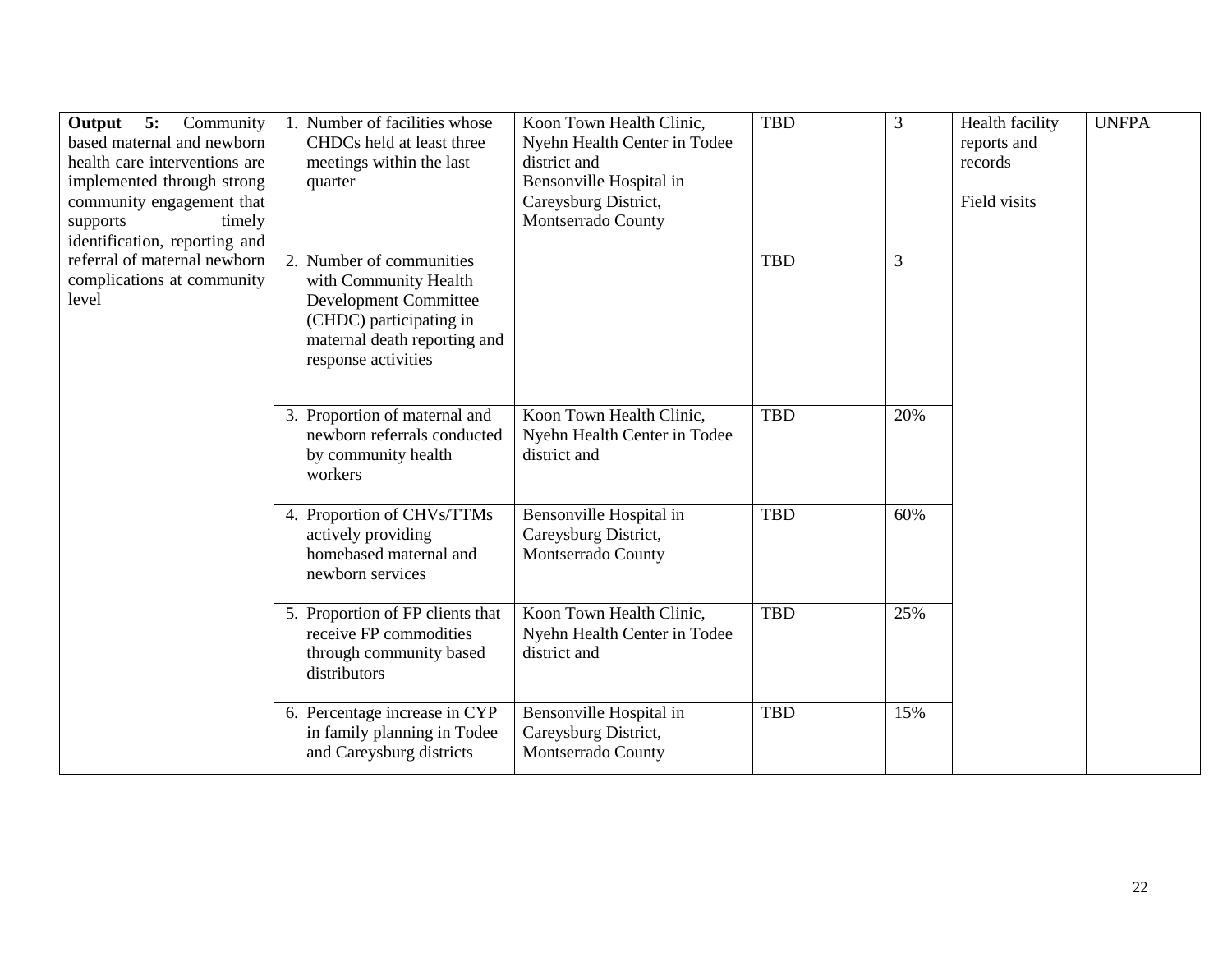| **Output 5:** Community based maternal and newborn health care interventions are implemented through strong community engagement that supports timely identification, reporting and referral of maternal newborn complications at community level | 1. Number of facilities whose CHDCs held at least three meetings within the last quarter | Koon Town Health Clinic, Nyehn Health Center in Todee district and Bensonville Hospital in Careysburg District, Montserrado County | TBD | 3 | Health facility reports and records<br><br>Field visits | UNFPA |
|---|---|---|---|---|---|---|
| | 2. Number of communities with Community Health Development Committee (CHDC) participating in maternal death reporting and response activities | | TBD | 3 | | |
| | 3. Proportion of maternal and newborn referrals conducted by community health workers | Koon Town Health Clinic, Nyehn Health Center in Todee district and | TBD | 20% | | |
| | 4. Proportion of CHVs/TTMs actively providing homebased maternal and newborn services | Bensonville Hospital in Careysburg District, Montserrado County | TBD | 60% | | |
| | 5. Proportion of FP clients that receive FP commodities through community based distributors | Koon Town Health Clinic, Nyehn Health Center in Todee district and | TBD | 25% | | |
| | 6. Percentage increase in CYP in family planning in Todee and Careysburg districts | Bensonville Hospital in Careysburg District, Montserrado County | TBD | 15% | | |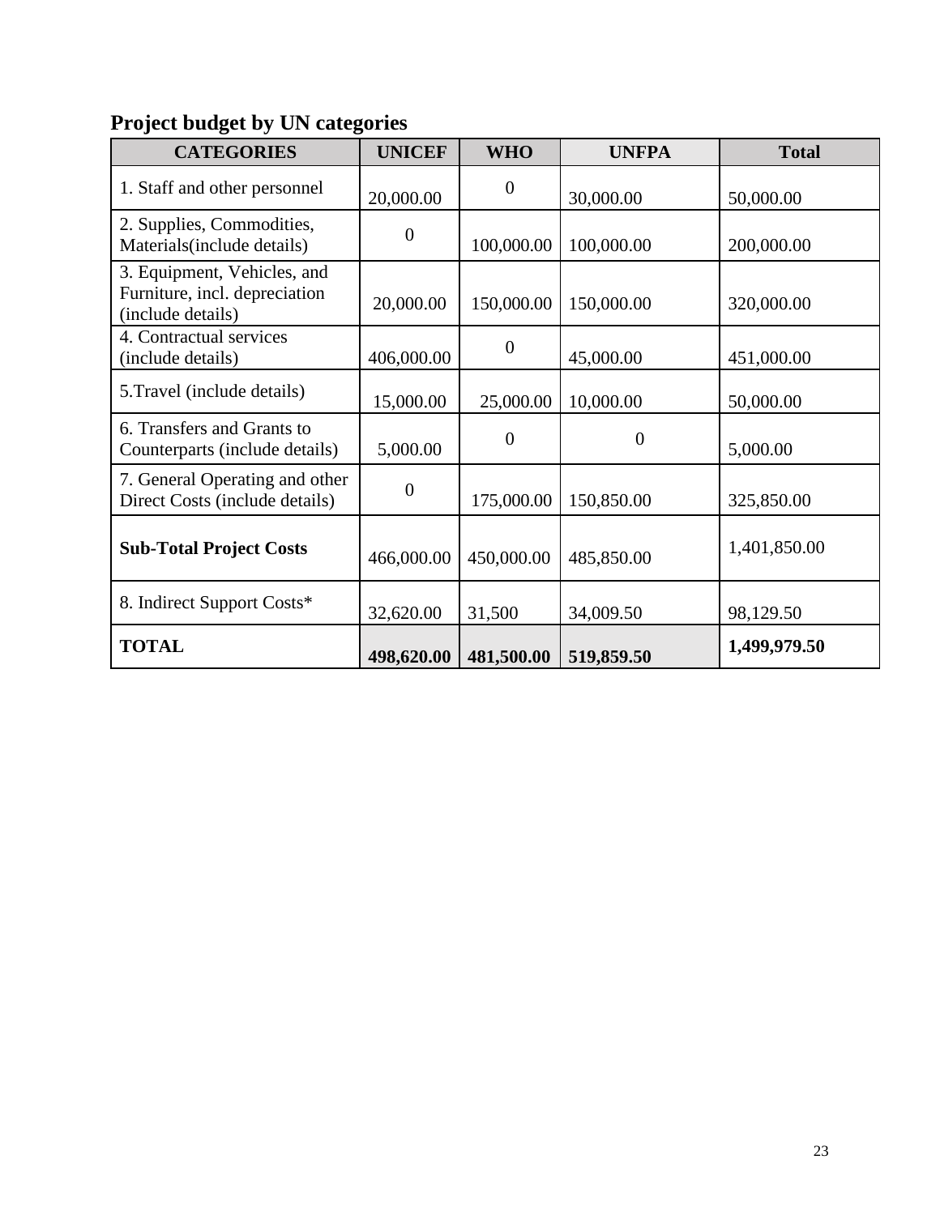**Project budget by UN categories**

| CATEGORIES | UNICEF | WHO | UNFPA | Total |
|---|---|---|---|---|
| 1. Staff and other personnel | 20,000.00 | 0 | 30,000.00 | 50,000.00 |
| 2. Supplies, Commodities, Materials(include details) | 0 | 100,000.00 | 100,000.00 | 200,000.00 |
| 3. Equipment, Vehicles, and Furniture, incl. depreciation (include details) | 20,000.00 | 150,000.00 | 150,000.00 | 320,000.00 |
| 4. Contractual services (include details) | 406,000.00 | 0 | 45,000.00 | 451,000.00 |
| 5.Travel (include details) | 15,000.00 | 25,000.00 | 10,000.00 | 50,000.00 |
| 6. Transfers and Grants to Counterparts (include details) | 5,000.00 | 0 | 0 | 5,000.00 |
| 7. General Operating and other Direct Costs (include details) | 0 | 175,000.00 | 150,850.00 | 325,850.00 |
| **Sub-Total Project Costs** | 466,000.00 | 450,000.00 | 485,850.00 | 1,401,850.00 |
| 8. Indirect Support Costs* | 32,620.00 | 31,500 | 34,009.50 | 98,129.50 |
| **TOTAL** | **498,620.00** | **481,500.00** | **519,859.50** | **1,499,979.50** |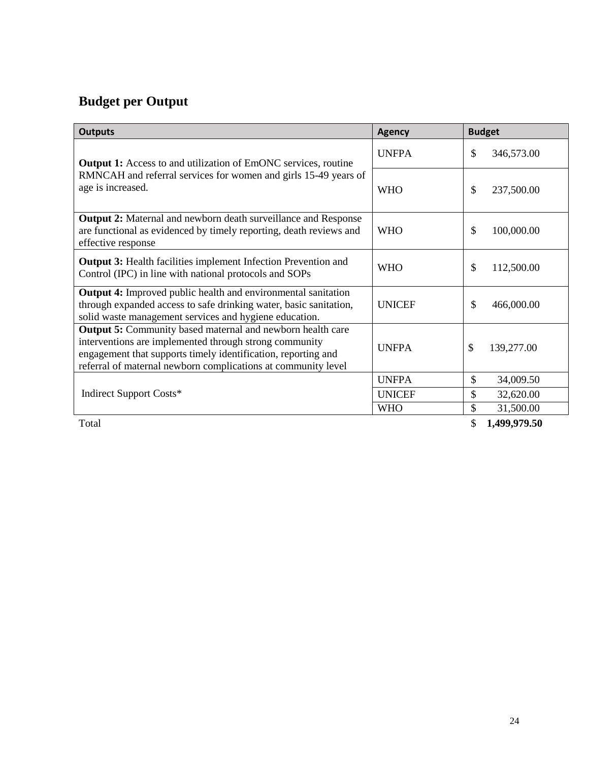## Budget per Output

| Outputs | Agency | Budget |
|---|---|---|
| **Output 1:** Access to and utilization of EmONC services, routine RMNCAH and referral services for women and girls 15-49 years of age is increased. | UNFPA | $ 346,573.00 |
| | WHO | $ 237,500.00 |
| **Output 2:** Maternal and newborn death surveillance and Response are functional as evidenced by timely reporting, death reviews and effective response | WHO | $ 100,000.00 |
| **Output 3:** Health facilities implement Infection Prevention and Control (IPC) in line with national protocols and SOPs | WHO | $ 112,500.00 |
| **Output 4:** Improved public health and environmental sanitation through expanded access to safe drinking water, basic sanitation, solid waste management services and hygiene education. | UNICEF | $ 466,000.00 |
| **Output 5:** Community based maternal and newborn health care interventions are implemented through strong community engagement that supports timely identification, reporting and referral of maternal newborn complications at community level | UNFPA | $ 139,277.00 |
| Indirect Support Costs* | UNFPA | $ 34,009.50 |
| | UNICEF | $ 32,620.00 |
| | WHO | $ 31,500.00 |
| Total | | $ **1,499,979.50** |